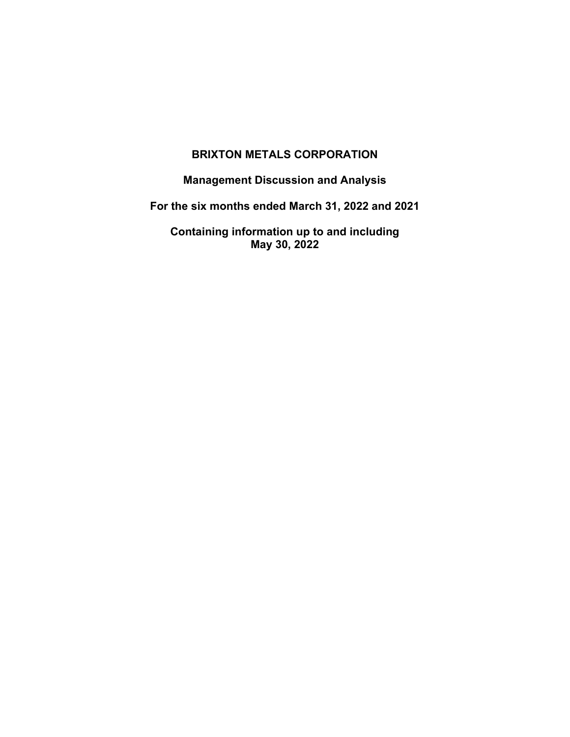# BRIXTON METALS CORPORATION

## Management Discussion and Analysis

## For the six months ended March 31, 2022 and 2021

## Containing information up to and including May 30, 2022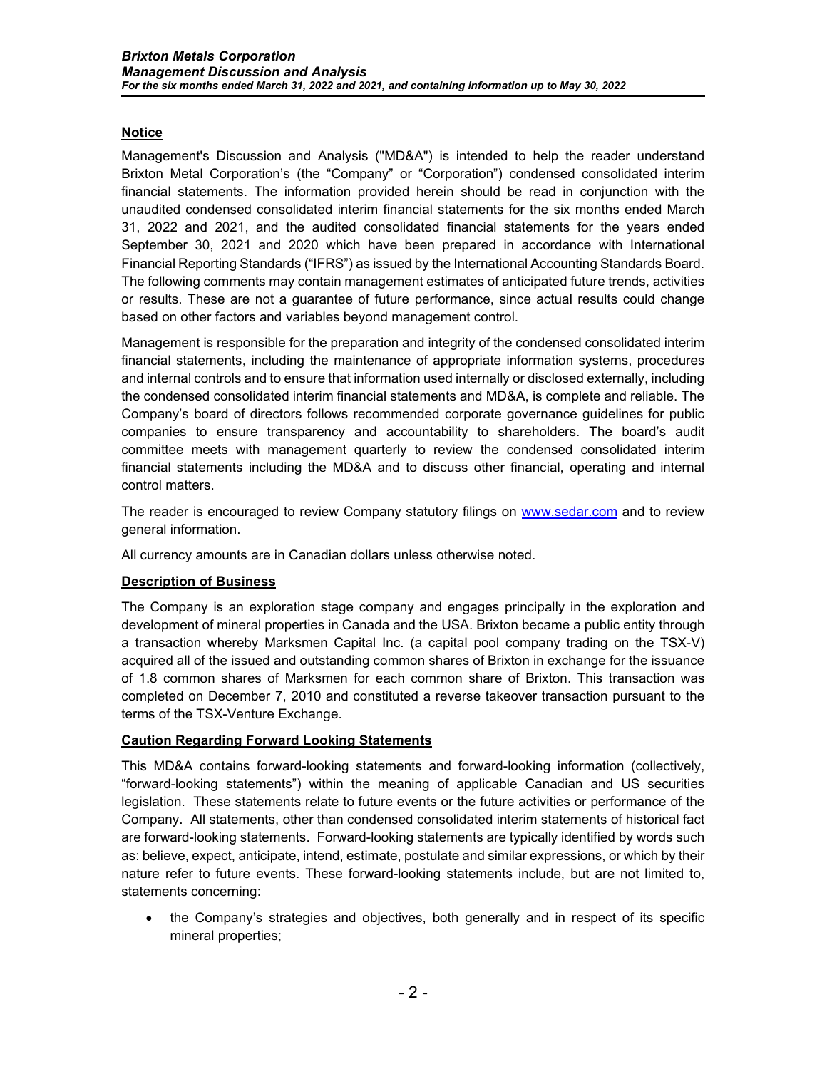## Notice

Management's Discussion and Analysis ("MD&A") is intended to help the reader understand Brixton Metal Corporation's (the "Company" or "Corporation") condensed consolidated interim financial statements. The information provided herein should be read in conjunction with the unaudited condensed consolidated interim financial statements for the six months ended March 31, 2022 and 2021, and the audited consolidated financial statements for the years ended September 30, 2021 and 2020 which have been prepared in accordance with International Financial Reporting Standards ("IFRS") as issued by the International Accounting Standards Board. The following comments may contain management estimates of anticipated future trends, activities or results. These are not a guarantee of future performance, since actual results could change based on other factors and variables beyond management control.

Management is responsible for the preparation and integrity of the condensed consolidated interim financial statements, including the maintenance of appropriate information systems, procedures and internal controls and to ensure that information used internally or disclosed externally, including the condensed consolidated interim financial statements and MD&A, is complete and reliable. The Company's board of directors follows recommended corporate governance guidelines for public companies to ensure transparency and accountability to shareholders. The board's audit committee meets with management quarterly to review the condensed consolidated interim financial statements including the MD&A and to discuss other financial, operating and internal control matters.

The reader is encouraged to review Company statutory filings on [www.sedar.com](www.sedar.com) and to review general information.

All currency amounts are in Canadian dollars unless otherwise noted.

## Description of Business

The Company is an exploration stage company and engages principally in the exploration and development of mineral properties in Canada and the USA. Brixton became a public entity through a transaction whereby Marksmen Capital Inc. (a capital pool company trading on the TSX-V) acquired all of the issued and outstanding common shares of Brixton in exchange for the issuance of 1.8 common shares of Marksmen for each common share of Brixton. This transaction was completed on December 7, 2010 and constituted a reverse takeover transaction pursuant to the terms of the TSX-Venture Exchange.

## Caution Regarding Forward Looking Statements

This MD&A contains forward-looking statements and forward-looking information (collectively, "forward-looking statements") within the meaning of applicable Canadian and US securities legislation. These statements relate to future events or the future activities or performance of the Company. All statements, other than condensed consolidated interim statements of historical fact are forward-looking statements. Forward-looking statements are typically identified by words such as: believe, expect, anticipate, intend, estimate, postulate and similar expressions, or which by their nature refer to future events. These forward-looking statements include, but are not limited to, statements concerning:

- the Company's strategies and objectives, both generally and in respect of its specific mineral properties;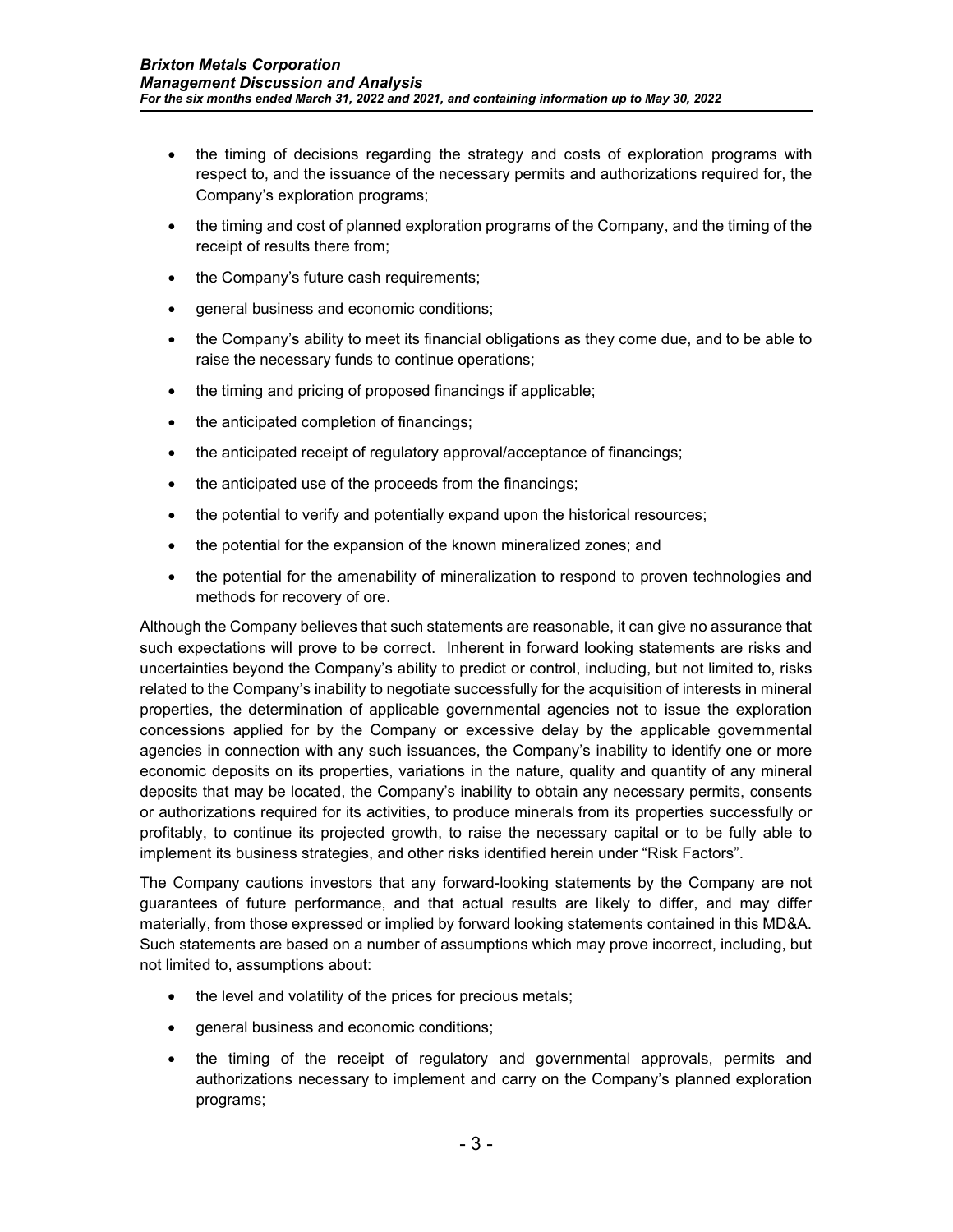- the timing of decisions regarding the strategy and costs of exploration programs with respect to, and the issuance of the necessary permits and authorizations required for, the Company's exploration programs;
- the timing and cost of planned exploration programs of the Company, and the timing of the receipt of results there from;
- the Company's future cash requirements;
- general business and economic conditions;
- the Company's ability to meet its financial obligations as they come due, and to be able to raise the necessary funds to continue operations;
- the timing and pricing of proposed financings if applicable;
- the anticipated completion of financings;
- the anticipated receipt of regulatory approval/acceptance of financings;
- the anticipated use of the proceeds from the financings;
- the potential to verify and potentially expand upon the historical resources;
- the potential for the expansion of the known mineralized zones; and
- the potential for the amenability of mineralization to respond to proven technologies and methods for recovery of ore.

Although the Company believes that such statements are reasonable, it can give no assurance that such expectations will prove to be correct. Inherent in forward looking statements are risks and uncertainties beyond the Company's ability to predict or control, including, but not limited to, risks related to the Company's inability to negotiate successfully for the acquisition of interests in mineral properties, the determination of applicable governmental agencies not to issue the exploration concessions applied for by the Company or excessive delay by the applicable governmental agencies in connection with any such issuances, the Company's inability to identify one or more economic deposits on its properties, variations in the nature, quality and quantity of any mineral deposits that may be located, the Company's inability to obtain any necessary permits, consents or authorizations required for its activities, to produce minerals from its properties successfully or profitably, to continue its projected growth, to raise the necessary capital or to be fully able to implement its business strategies, and other risks identified herein under "Risk Factors".

The Company cautions investors that any forward-looking statements by the Company are not guarantees of future performance, and that actual results are likely to differ, and may differ materially, from those expressed or implied by forward looking statements contained in this MD&A. Such statements are based on a number of assumptions which may prove incorrect, including, but not limited to, assumptions about:

- the level and volatility of the prices for precious metals;
- general business and economic conditions;
- the timing of the receipt of regulatory and governmental approvals, permits and authorizations necessary to implement and carry on the Company's planned exploration programs;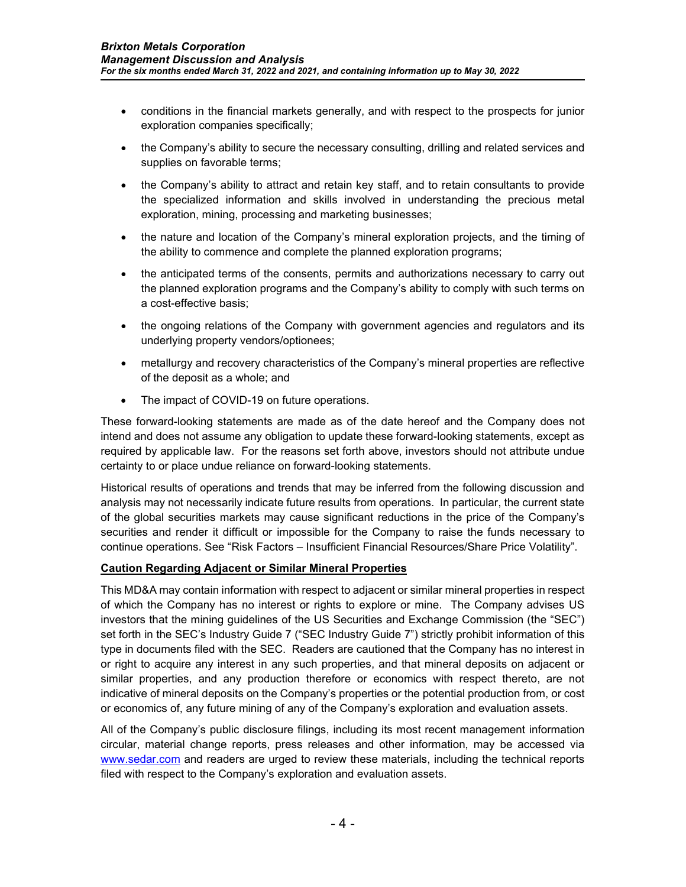- conditions in the financial markets generally, and with respect to the prospects for junior exploration companies specifically;
- the Company's ability to secure the necessary consulting, drilling and related services and supplies on favorable terms;
- the Company's ability to attract and retain key staff, and to retain consultants to provide the specialized information and skills involved in understanding the precious metal exploration, mining, processing and marketing businesses;
- the nature and location of the Company's mineral exploration projects, and the timing of the ability to commence and complete the planned exploration programs;
- the anticipated terms of the consents, permits and authorizations necessary to carry out the planned exploration programs and the Company's ability to comply with such terms on a cost-effective basis;
- the ongoing relations of the Company with government agencies and regulators and its underlying property vendors/optionees;
- metallurgy and recovery characteristics of the Company's mineral properties are reflective of the deposit as a whole; and
- The impact of COVID-19 on future operations.

These forward-looking statements are made as of the date hereof and the Company does not intend and does not assume any obligation to update these forward-looking statements, except as required by applicable law. For the reasons set forth above, investors should not attribute undue certainty to or place undue reliance on forward-looking statements.

Historical results of operations and trends that may be inferred from the following discussion and analysis may not necessarily indicate future results from operations. In particular, the current state of the global securities markets may cause significant reductions in the price of the Company's securities and render it difficult or impossible for the Company to raise the funds necessary to continue operations. See "Risk Factors – Insufficient Financial Resources/Share Price Volatility".

**Caution Regarding Adjacent or Similar Mineral Properties**

This MD&A may contain information with respect to adjacent or similar mineral properties in respect of which the Company has no interest or rights to explore or mine. The Company advises US investors that the mining guidelines of the US Securities and Exchange Commission (the "SEC") set forth in the SEC's Industry Guide 7 ("SEC Industry Guide 7") strictly prohibit information of this type in documents filed with the SEC. Readers are cautioned that the Company has no interest in or right to acquire any interest in any such properties, and that mineral deposits on adjacent or similar properties, and any production therefore or economics with respect thereto, are not indicative of mineral deposits on the Company's properties or the potential production from, or cost or economics of, any future mining of any of the Company's exploration and evaluation assets.

All of the Company's public disclosure filings, including its most recent management information circular, material change reports, press releases and other information, may be accessed via www.sedar.com and readers are urged to review these materials, including the technical reports filed with respect to the Company's exploration and evaluation assets.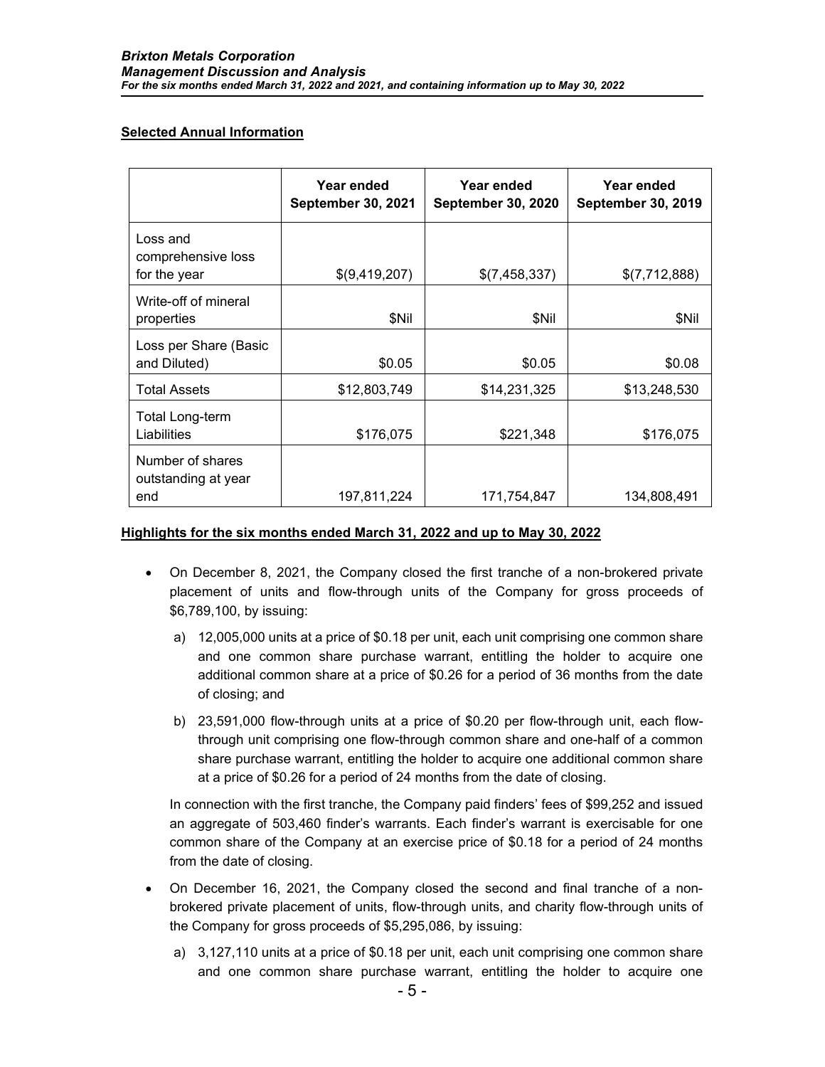## Selected Annual Information

| | Year ended September 30, 2021 | Year ended September 30, 2020 | Year ended September 30, 2019 |
|---|---|---|---|
| Loss and comprehensive loss for the year | $(9,419,207) | $(7,458,337) | $(7,712,888) |
| Write-off of mineral properties | $Nil | $Nil | $Nil |
| Loss per Share (Basic and Diluted) | $0.05 | $0.05 | $0.08 |
| Total Assets | $12,803,749 | $14,231,325 | $13,248,530 |
| Total Long-term Liabilities | $176,075 | $221,348 | $176,075 |
| Number of shares outstanding at year end | 197,811,224 | 171,754,847 | 134,808,491 |

## Highlights for the six months ended March 31, 2022 and up to May 30, 2022

- On December 8, 2021, the Company closed the first tranche of a non-brokered private placement of units and flow-through units of the Company for gross proceeds of $6,789,100, by issuing:

  a) 12,005,000 units at a price of $0.18 per unit, each unit comprising one common share and one common share purchase warrant, entitling the holder to acquire one additional common share at a price of $0.26 for a period of 36 months from the date of closing; and

  b) 23,591,000 flow-through units at a price of $0.20 per flow-through unit, each flow-through unit comprising one flow-through common share and one-half of a common share purchase warrant, entitling the holder to acquire one additional common share at a price of $0.26 for a period of 24 months from the date of closing.

  In connection with the first tranche, the Company paid finders' fees of $99,252 and issued an aggregate of 503,460 finder's warrants. Each finder's warrant is exercisable for one common share of the Company at an exercise price of $0.18 for a period of 24 months from the date of closing.

- On December 16, 2021, the Company closed the second and final tranche of a non-brokered private placement of units, flow-through units, and charity flow-through units of the Company for gross proceeds of $5,295,086, by issuing:

  a) 3,127,110 units at a price of $0.18 per unit, each unit comprising one common share and one common share purchase warrant, entitling the holder to acquire one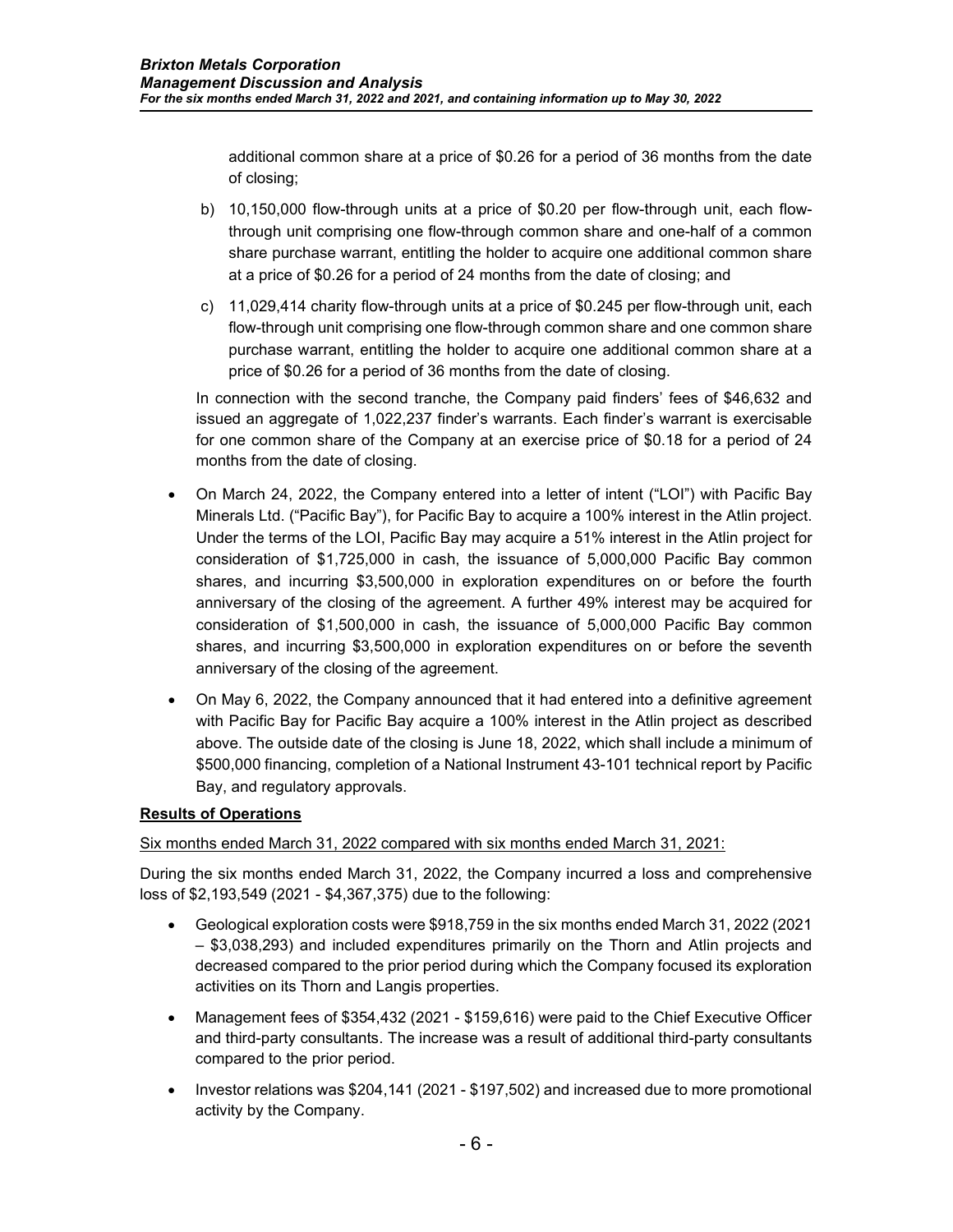additional common share at a price of $0.26 for a period of 36 months from the date of closing;

b) 10,150,000 flow-through units at a price of $0.20 per flow-through unit, each flow-through unit comprising one flow-through common share and one-half of a common share purchase warrant, entitling the holder to acquire one additional common share at a price of $0.26 for a period of 24 months from the date of closing; and

c) 11,029,414 charity flow-through units at a price of $0.245 per flow-through unit, each flow-through unit comprising one flow-through common share and one common share purchase warrant, entitling the holder to acquire one additional common share at a price of $0.26 for a period of 36 months from the date of closing.

In connection with the second tranche, the Company paid finders' fees of $46,632 and issued an aggregate of 1,022,237 finder's warrants. Each finder's warrant is exercisable for one common share of the Company at an exercise price of $0.18 for a period of 24 months from the date of closing.

- On March 24, 2022, the Company entered into a letter of intent ("LOI") with Pacific Bay Minerals Ltd. ("Pacific Bay"), for Pacific Bay to acquire a 100% interest in the Atlin project. Under the terms of the LOI, Pacific Bay may acquire a 51% interest in the Atlin project for consideration of $1,725,000 in cash, the issuance of 5,000,000 Pacific Bay common shares, and incurring $3,500,000 in exploration expenditures on or before the fourth anniversary of the closing of the agreement. A further 49% interest may be acquired for consideration of $1,500,000 in cash, the issuance of 5,000,000 Pacific Bay common shares, and incurring $3,500,000 in exploration expenditures on or before the seventh anniversary of the closing of the agreement.
- On May 6, 2022, the Company announced that it had entered into a definitive agreement with Pacific Bay for Pacific Bay acquire a 100% interest in the Atlin project as described above. The outside date of the closing is June 18, 2022, which shall include a minimum of $500,000 financing, completion of a National Instrument 43-101 technical report by Pacific Bay, and regulatory approvals.

## Results of Operations

Six months ended March 31, 2022 compared with six months ended March 31, 2021:

During the six months ended March 31, 2022, the Company incurred a loss and comprehensive loss of $2,193,549 (2021 - $4,367,375) due to the following:

- Geological exploration costs were $918,759 in the six months ended March 31, 2022 (2021 – $3,038,293) and included expenditures primarily on the Thorn and Atlin projects and decreased compared to the prior period during which the Company focused its exploration activities on its Thorn and Langis properties.
- Management fees of $354,432 (2021 - $159,616) were paid to the Chief Executive Officer and third-party consultants. The increase was a result of additional third-party consultants compared to the prior period.
- Investor relations was $204,141 (2021 - $197,502) and increased due to more promotional activity by the Company.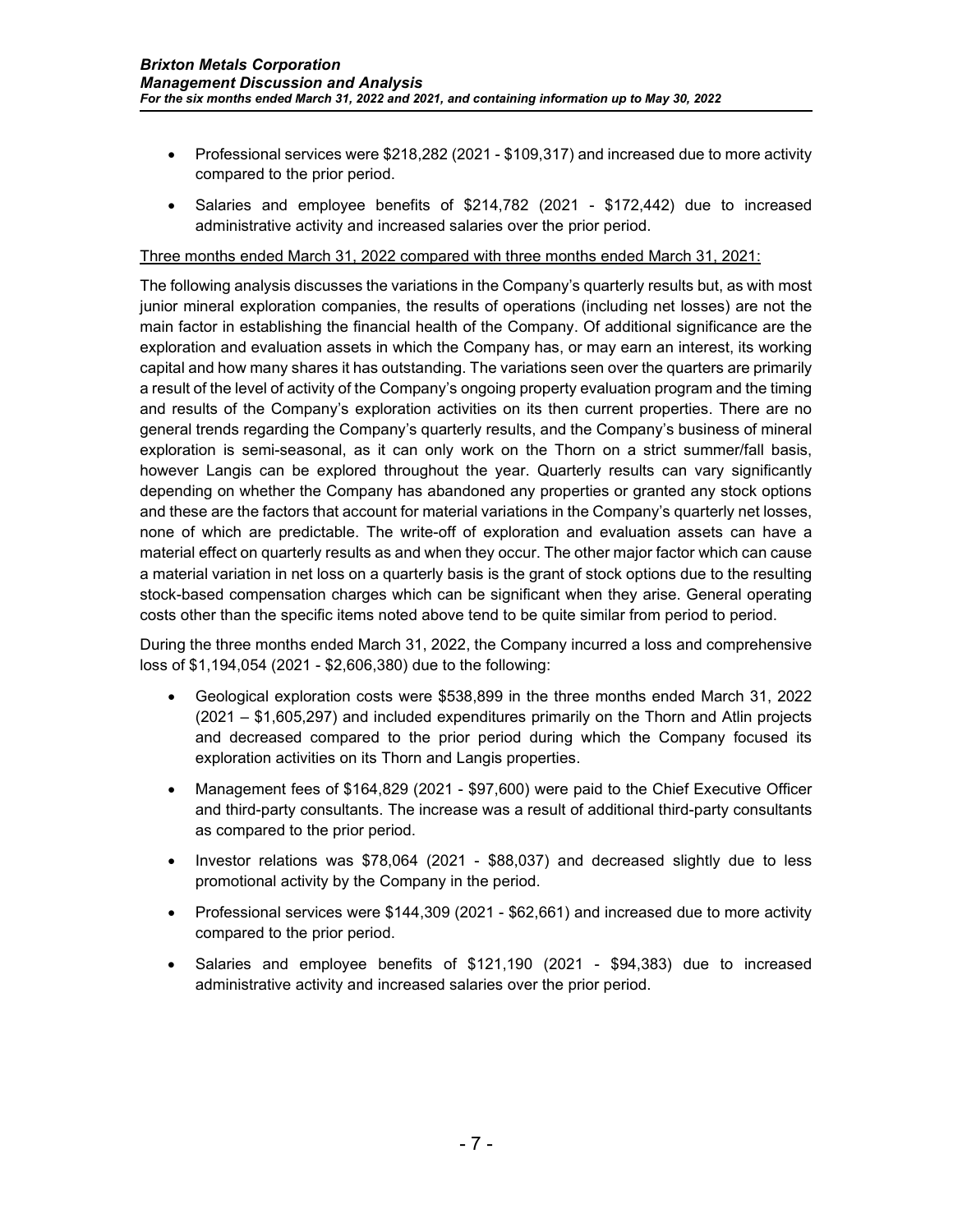- Professional services were $218,282 (2021 - $109,317) and increased due to more activity compared to the prior period.
- Salaries and employee benefits of $214,782 (2021 - $172,442) due to increased administrative activity and increased salaries over the prior period.

<u>Three months ended March 31, 2022 compared with three months ended March 31, 2021:</u>

The following analysis discusses the variations in the Company's quarterly results but, as with most junior mineral exploration companies, the results of operations (including net losses) are not the main factor in establishing the financial health of the Company. Of additional significance are the exploration and evaluation assets in which the Company has, or may earn an interest, its working capital and how many shares it has outstanding. The variations seen over the quarters are primarily a result of the level of activity of the Company's ongoing property evaluation program and the timing and results of the Company's exploration activities on its then current properties. There are no general trends regarding the Company's quarterly results, and the Company's business of mineral exploration is semi-seasonal, as it can only work on the Thorn on a strict summer/fall basis, however Langis can be explored throughout the year. Quarterly results can vary significantly depending on whether the Company has abandoned any properties or granted any stock options and these are the factors that account for material variations in the Company's quarterly net losses, none of which are predictable. The write-off of exploration and evaluation assets can have a material effect on quarterly results as and when they occur. The other major factor which can cause a material variation in net loss on a quarterly basis is the grant of stock options due to the resulting stock-based compensation charges which can be significant when they arise. General operating costs other than the specific items noted above tend to be quite similar from period to period.

During the three months ended March 31, 2022, the Company incurred a loss and comprehensive loss of $1,194,054 (2021 - $2,606,380) due to the following:

- Geological exploration costs were $538,899 in the three months ended March 31, 2022 (2021 – $1,605,297) and included expenditures primarily on the Thorn and Atlin projects and decreased compared to the prior period during which the Company focused its exploration activities on its Thorn and Langis properties.
- Management fees of $164,829 (2021 - $97,600) were paid to the Chief Executive Officer and third-party consultants. The increase was a result of additional third-party consultants as compared to the prior period.
- Investor relations was $78,064 (2021 - $88,037) and decreased slightly due to less promotional activity by the Company in the period.
- Professional services were $144,309 (2021 - $62,661) and increased due to more activity compared to the prior period.
- Salaries and employee benefits of $121,190 (2021 - $94,383) due to increased administrative activity and increased salaries over the prior period.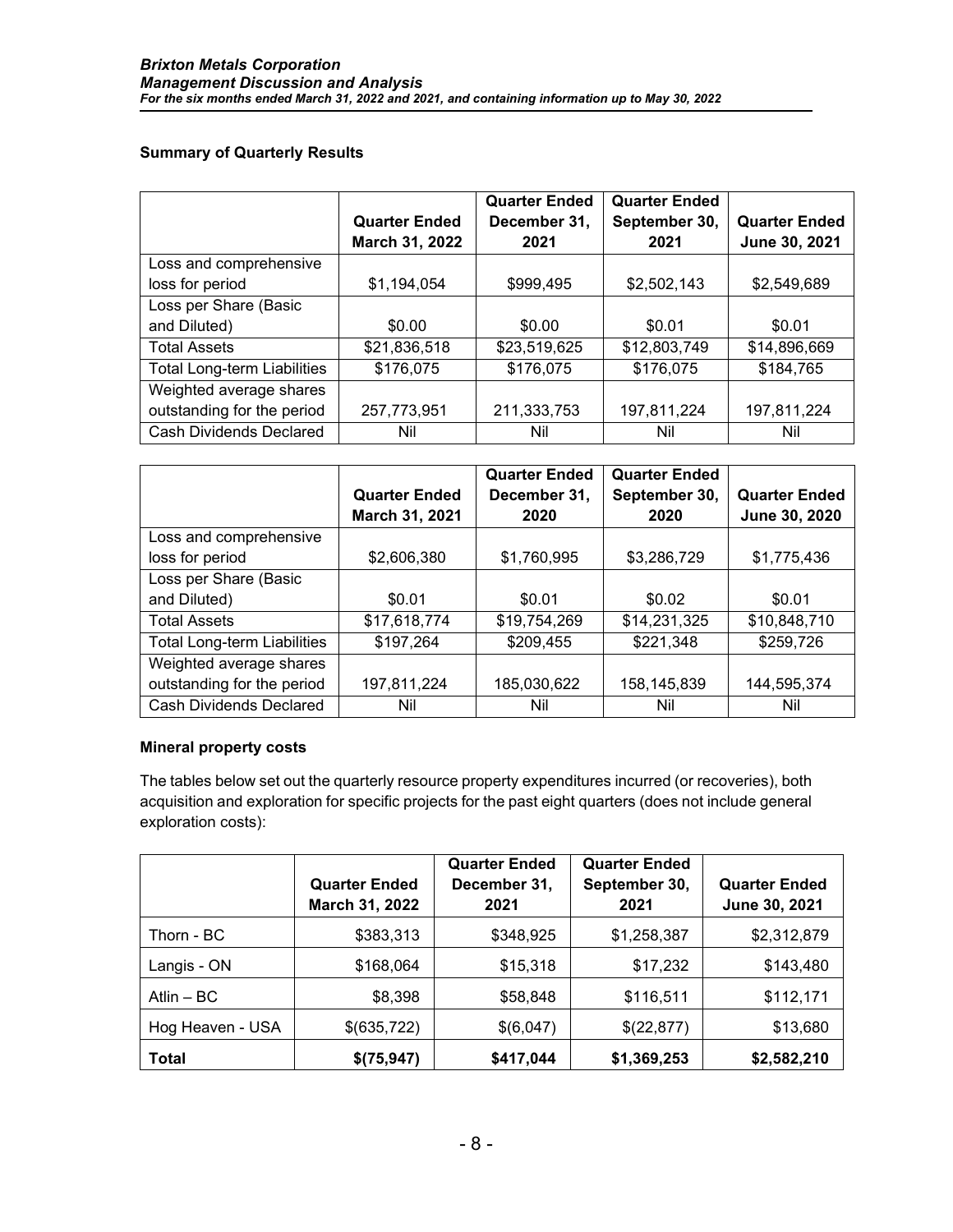### Summary of Quarterly Results

| | Quarter Ended March 31, 2022 | Quarter Ended December 31, 2021 | Quarter Ended September 30, 2021 | Quarter Ended June 30, 2021 |
|---|---|---|---|---|
| Loss and comprehensive loss for period | $1,194,054 | $999,495 | $2,502,143 | $2,549,689 |
| Loss per Share (Basic and Diluted) | $0.00 | $0.00 | $0.01 | $0.01 |
| Total Assets | $21,836,518 | $23,519,625 | $12,803,749 | $14,896,669 |
| Total Long-term Liabilities | $176,075 | $176,075 | $176,075 | $184,765 |
| Weighted average shares outstanding for the period | 257,773,951 | 211,333,753 | 197,811,224 | 197,811,224 |
| Cash Dividends Declared | Nil | Nil | Nil | Nil |

| | Quarter Ended March 31, 2021 | Quarter Ended December 31, 2020 | Quarter Ended September 30, 2020 | Quarter Ended June 30, 2020 |
|---|---|---|---|---|
| Loss and comprehensive loss for period | $2,606,380 | $1,760,995 | $3,286,729 | $1,775,436 |
| Loss per Share (Basic and Diluted) | $0.01 | $0.01 | $0.02 | $0.01 |
| Total Assets | $17,618,774 | $19,754,269 | $14,231,325 | $10,848,710 |
| Total Long-term Liabilities | $197,264 | $209,455 | $221,348 | $259,726 |
| Weighted average shares outstanding for the period | 197,811,224 | 185,030,622 | 158,145,839 | 144,595,374 |
| Cash Dividends Declared | Nil | Nil | Nil | Nil |

### Mineral property costs

The tables below set out the quarterly resource property expenditures incurred (or recoveries), both acquisition and exploration for specific projects for the past eight quarters (does not include general exploration costs):

| | Quarter Ended March 31, 2022 | Quarter Ended December 31, 2021 | Quarter Ended September 30, 2021 | Quarter Ended June 30, 2021 |
|---|---|---|---|---|
| Thorn - BC | $383,313 | $348,925 | $1,258,387 | $2,312,879 |
| Langis - ON | $168,064 | $15,318 | $17,232 | $143,480 |
| Atlin – BC | $8,398 | $58,848 | $116,511 | $112,171 |
| Hog Heaven - USA | $(635,722) | $(6,047) | $(22,877) | $13,680 |
| **Total** | **$(75,947)** | **$417,044** | **$1,369,253** | **$2,582,210** |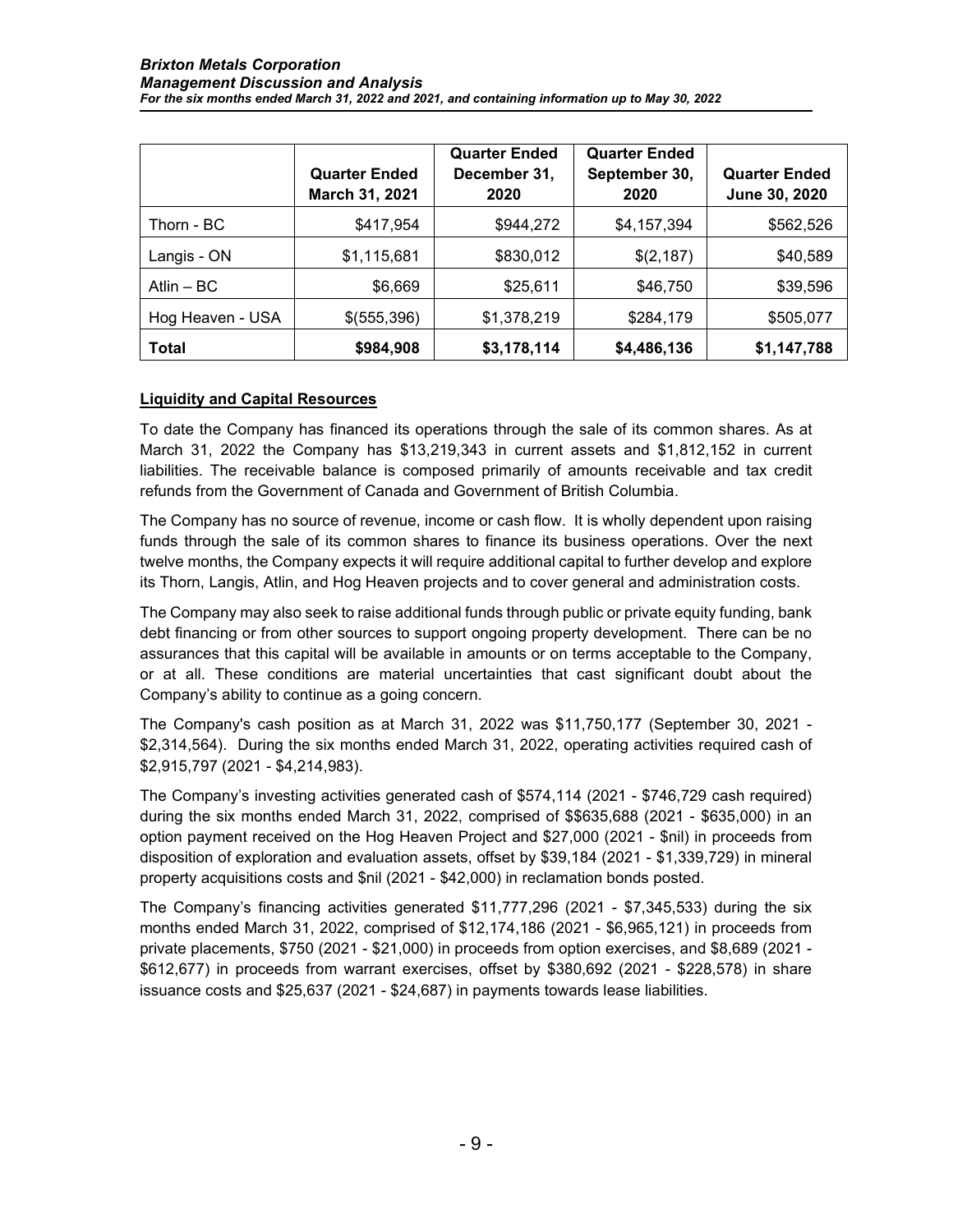|  | Quarter Ended March 31, 2021 | Quarter Ended December 31, 2020 | Quarter Ended September 30, 2020 | Quarter Ended June 30, 2020 |
|---|---|---|---|---|
| Thorn - BC | $417,954 | $944,272 | $4,157,394 | $562,526 |
| Langis - ON | $1,115,681 | $830,012 | $(2,187) | $40,589 |
| Atlin – BC | $6,669 | $25,611 | $46,750 | $39,596 |
| Hog Heaven - USA | $(555,396) | $1,378,219 | $284,179 | $505,077 |
| **Total** | **$984,908** | **$3,178,114** | **$4,486,136** | **$1,147,788** |

**Liquidity and Capital Resources**

To date the Company has financed its operations through the sale of its common shares. As at March 31, 2022 the Company has $13,219,343 in current assets and $1,812,152 in current liabilities. The receivable balance is composed primarily of amounts receivable and tax credit refunds from the Government of Canada and Government of British Columbia.

The Company has no source of revenue, income or cash flow. It is wholly dependent upon raising funds through the sale of its common shares to finance its business operations. Over the next twelve months, the Company expects it will require additional capital to further develop and explore its Thorn, Langis, Atlin, and Hog Heaven projects and to cover general and administration costs.

The Company may also seek to raise additional funds through public or private equity funding, bank debt financing or from other sources to support ongoing property development. There can be no assurances that this capital will be available in amounts or on terms acceptable to the Company, or at all. These conditions are material uncertainties that cast significant doubt about the Company's ability to continue as a going concern.

The Company's cash position as at March 31, 2022 was $11,750,177 (September 30, 2021 - $2,314,564). During the six months ended March 31, 2022, operating activities required cash of $2,915,797 (2021 - $4,214,983).

The Company's investing activities generated cash of $574,114 (2021 - $746,729 cash required) during the six months ended March 31, 2022, comprised of $$635,688 (2021 - $635,000) in an option payment received on the Hog Heaven Project and $27,000 (2021 - $nil) in proceeds from disposition of exploration and evaluation assets, offset by $39,184 (2021 - $1,339,729) in mineral property acquisitions costs and $nil (2021 - $42,000) in reclamation bonds posted.

The Company's financing activities generated $11,777,296 (2021 - $7,345,533) during the six months ended March 31, 2022, comprised of $12,174,186 (2021 - $6,965,121) in proceeds from private placements, $750 (2021 - $21,000) in proceeds from option exercises, and $8,689 (2021 - $612,677) in proceeds from warrant exercises, offset by $380,692 (2021 - $228,578) in share issuance costs and $25,637 (2021 - $24,687) in payments towards lease liabilities.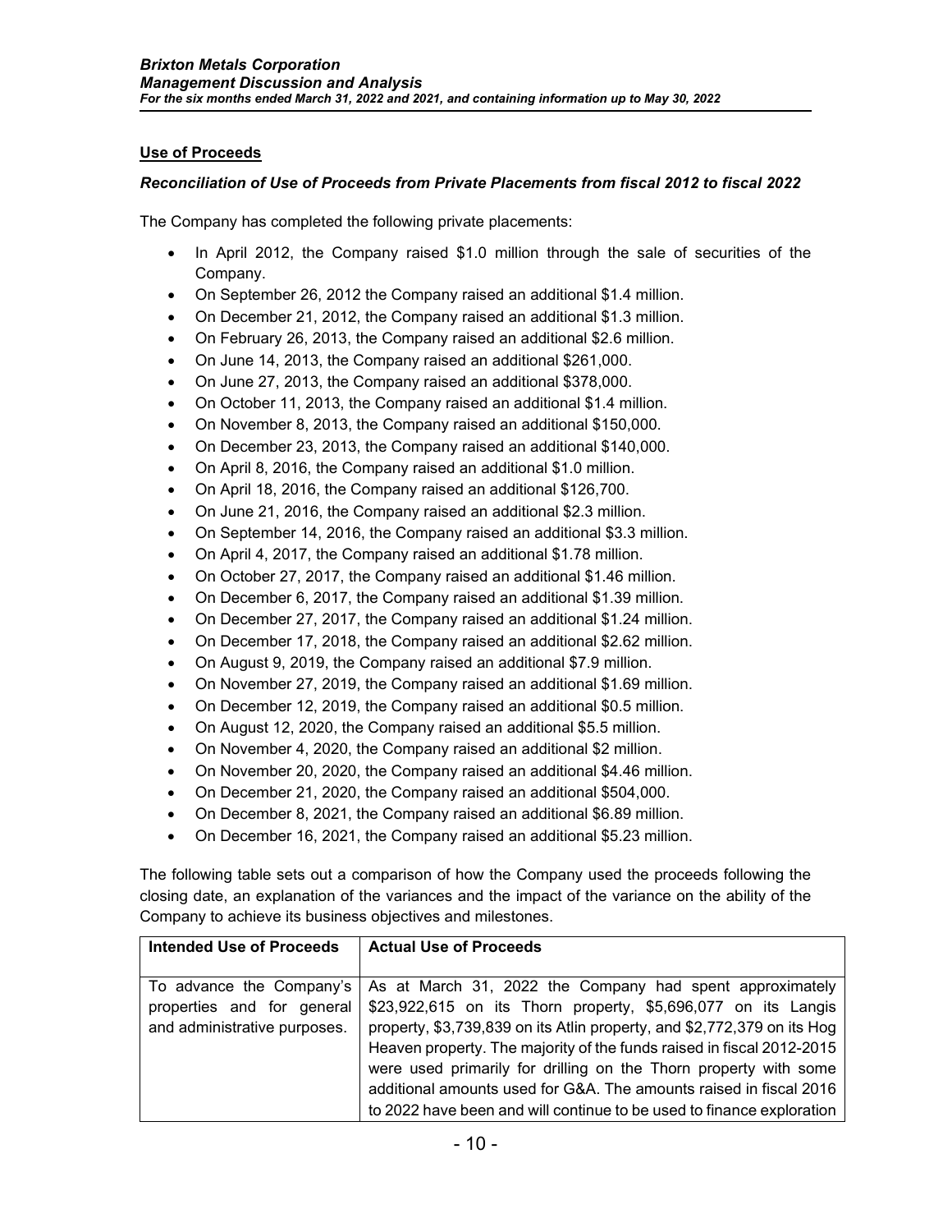## Use of Proceeds

### *Reconciliation of Use of Proceeds from Private Placements from fiscal 2012 to fiscal 2022*

The Company has completed the following private placements:

- In April 2012, the Company raised $1.0 million through the sale of securities of the Company.
- On September 26, 2012 the Company raised an additional $1.4 million.
- On December 21, 2012, the Company raised an additional $1.3 million.
- On February 26, 2013, the Company raised an additional $2.6 million.
- On June 14, 2013, the Company raised an additional $261,000.
- On June 27, 2013, the Company raised an additional $378,000.
- On October 11, 2013, the Company raised an additional $1.4 million.
- On November 8, 2013, the Company raised an additional $150,000.
- On December 23, 2013, the Company raised an additional $140,000.
- On April 8, 2016, the Company raised an additional $1.0 million.
- On April 18, 2016, the Company raised an additional $126,700.
- On June 21, 2016, the Company raised an additional $2.3 million.
- On September 14, 2016, the Company raised an additional $3.3 million.
- On April 4, 2017, the Company raised an additional $1.78 million.
- On October 27, 2017, the Company raised an additional $1.46 million.
- On December 6, 2017, the Company raised an additional $1.39 million.
- On December 27, 2017, the Company raised an additional $1.24 million.
- On December 17, 2018, the Company raised an additional $2.62 million.
- On August 9, 2019, the Company raised an additional $7.9 million.
- On November 27, 2019, the Company raised an additional $1.69 million.
- On December 12, 2019, the Company raised an additional $0.5 million.
- On August 12, 2020, the Company raised an additional $5.5 million.
- On November 4, 2020, the Company raised an additional $2 million.
- On November 20, 2020, the Company raised an additional $4.46 million.
- On December 21, 2020, the Company raised an additional $504,000.
- On December 8, 2021, the Company raised an additional $6.89 million.
- On December 16, 2021, the Company raised an additional $5.23 million.

The following table sets out a comparison of how the Company used the proceeds following the closing date, an explanation of the variances and the impact of the variance on the ability of the Company to achieve its business objectives and milestones.

| Intended Use of Proceeds | Actual Use of Proceeds |
|---|---|
| To advance the Company's properties and for general and administrative purposes. | As at March 31, 2022 the Company had spent approximately $23,922,615 on its Thorn property, $5,696,077 on its Langis property, $3,739,839 on its Atlin property, and $2,772,379 on its Hog Heaven property. The majority of the funds raised in fiscal 2012-2015 were used primarily for drilling on the Thorn property with some additional amounts used for G&A. The amounts raised in fiscal 2016 to 2022 have been and will continue to be used to finance exploration |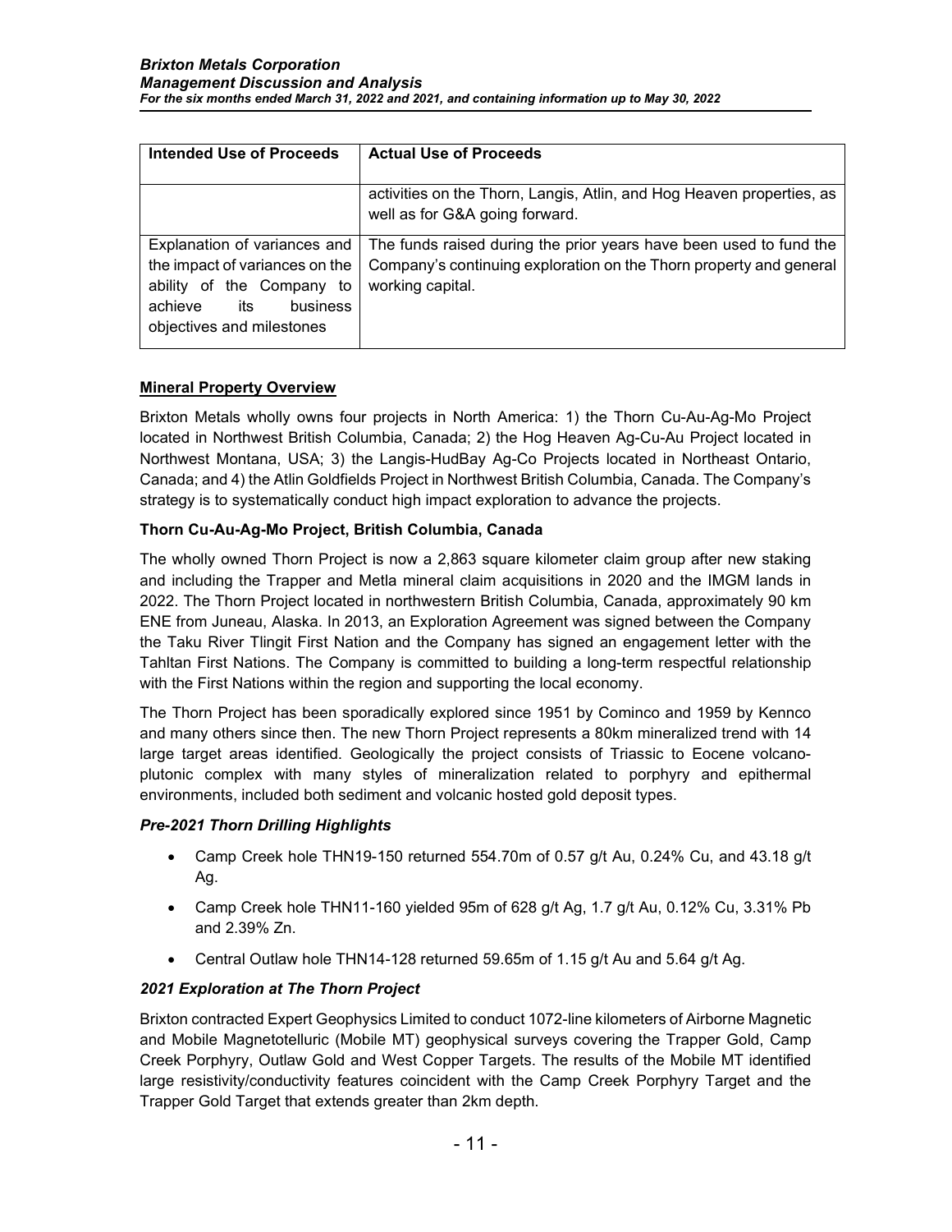| Intended Use of Proceeds | Actual Use of Proceeds |
|---|---|
| | activities on the Thorn, Langis, Atlin, and Hog Heaven properties, as well as for G&A going forward. |
| Explanation of variances and the impact of variances on the ability of the Company to achieve its business objectives and milestones | The funds raised during the prior years have been used to fund the Company's continuing exploration on the Thorn property and general working capital. |

## Mineral Property Overview

Brixton Metals wholly owns four projects in North America: 1) the Thorn Cu-Au-Ag-Mo Project located in Northwest British Columbia, Canada; 2) the Hog Heaven Ag-Cu-Au Project located in Northwest Montana, USA; 3) the Langis-HudBay Ag-Co Projects located in Northeast Ontario, Canada; and 4) the Atlin Goldfields Project in Northwest British Columbia, Canada. The Company's strategy is to systematically conduct high impact exploration to advance the projects.

### Thorn Cu-Au-Ag-Mo Project, British Columbia, Canada

The wholly owned Thorn Project is now a 2,863 square kilometer claim group after new staking and including the Trapper and Metla mineral claim acquisitions in 2020 and the IMGM lands in 2022. The Thorn Project located in northwestern British Columbia, Canada, approximately 90 km ENE from Juneau, Alaska. In 2013, an Exploration Agreement was signed between the Company the Taku River Tlingit First Nation and the Company has signed an engagement letter with the Tahltan First Nations. The Company is committed to building a long-term respectful relationship with the First Nations within the region and supporting the local economy.

The Thorn Project has been sporadically explored since 1951 by Cominco and 1959 by Kennco and many others since then. The new Thorn Project represents a 80km mineralized trend with 14 large target areas identified. Geologically the project consists of Triassic to Eocene volcano-plutonic complex with many styles of mineralization related to porphyry and epithermal environments, included both sediment and volcanic hosted gold deposit types.

#### *Pre-2021 Thorn Drilling Highlights*

- Camp Creek hole THN19-150 returned 554.70m of 0.57 g/t Au, 0.24% Cu, and 43.18 g/t Ag.
- Camp Creek hole THN11-160 yielded 95m of 628 g/t Ag, 1.7 g/t Au, 0.12% Cu, 3.31% Pb and 2.39% Zn.
- Central Outlaw hole THN14-128 returned 59.65m of 1.15 g/t Au and 5.64 g/t Ag.

#### *2021 Exploration at The Thorn Project*

Brixton contracted Expert Geophysics Limited to conduct 1072-line kilometers of Airborne Magnetic and Mobile Magnetotelluric (Mobile MT) geophysical surveys covering the Trapper Gold, Camp Creek Porphyry, Outlaw Gold and West Copper Targets. The results of the Mobile MT identified large resistivity/conductivity features coincident with the Camp Creek Porphyry Target and the Trapper Gold Target that extends greater than 2km depth.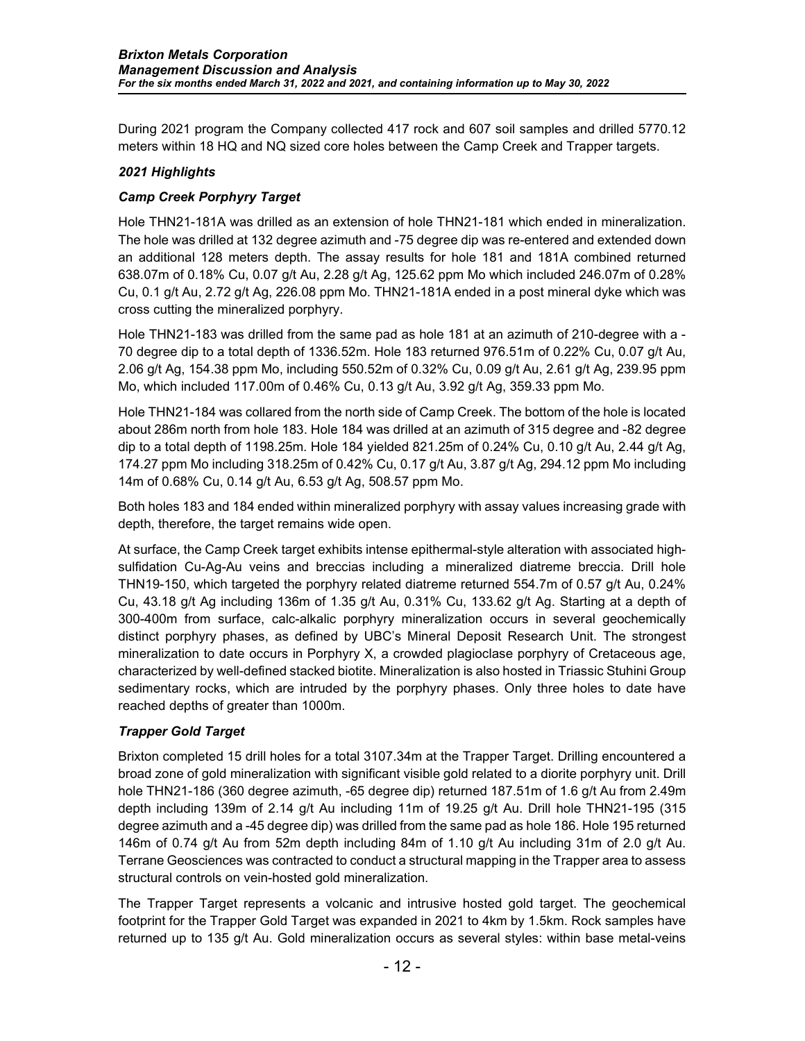During 2021 program the Company collected 417 rock and 607 soil samples and drilled 5770.12 meters within 18 HQ and NQ sized core holes between the Camp Creek and Trapper targets.

### *2021 Highlights*

### *Camp Creek Porphyry Target*

Hole THN21-181A was drilled as an extension of hole THN21-181 which ended in mineralization. The hole was drilled at 132 degree azimuth and -75 degree dip was re-entered and extended down an additional 128 meters depth. The assay results for hole 181 and 181A combined returned 638.07m of 0.18% Cu, 0.07 g/t Au, 2.28 g/t Ag, 125.62 ppm Mo which included 246.07m of 0.28% Cu, 0.1 g/t Au, 2.72 g/t Ag, 226.08 ppm Mo. THN21-181A ended in a post mineral dyke which was cross cutting the mineralized porphyry.

Hole THN21-183 was drilled from the same pad as hole 181 at an azimuth of 210-degree with a -70 degree dip to a total depth of 1336.52m. Hole 183 returned 976.51m of 0.22% Cu, 0.07 g/t Au, 2.06 g/t Ag, 154.38 ppm Mo, including 550.52m of 0.32% Cu, 0.09 g/t Au, 2.61 g/t Ag, 239.95 ppm Mo, which included 117.00m of 0.46% Cu, 0.13 g/t Au, 3.92 g/t Ag, 359.33 ppm Mo.

Hole THN21-184 was collared from the north side of Camp Creek. The bottom of the hole is located about 286m north from hole 183. Hole 184 was drilled at an azimuth of 315 degree and -82 degree dip to a total depth of 1198.25m. Hole 184 yielded 821.25m of 0.24% Cu, 0.10 g/t Au, 2.44 g/t Ag, 174.27 ppm Mo including 318.25m of 0.42% Cu, 0.17 g/t Au, 3.87 g/t Ag, 294.12 ppm Mo including 14m of 0.68% Cu, 0.14 g/t Au, 6.53 g/t Ag, 508.57 ppm Mo.

Both holes 183 and 184 ended within mineralized porphyry with assay values increasing grade with depth, therefore, the target remains wide open.

At surface, the Camp Creek target exhibits intense epithermal-style alteration with associated high-sulfidation Cu-Ag-Au veins and breccias including a mineralized diatreme breccia. Drill hole THN19-150, which targeted the porphyry related diatreme returned 554.7m of 0.57 g/t Au, 0.24% Cu, 43.18 g/t Ag including 136m of 1.35 g/t Au, 0.31% Cu, 133.62 g/t Ag. Starting at a depth of 300-400m from surface, calc-alkalic porphyry mineralization occurs in several geochemically distinct porphyry phases, as defined by UBC's Mineral Deposit Research Unit. The strongest mineralization to date occurs in Porphyry X, a crowded plagioclase porphyry of Cretaceous age, characterized by well-defined stacked biotite. Mineralization is also hosted in Triassic Stuhini Group sedimentary rocks, which are intruded by the porphyry phases. Only three holes to date have reached depths of greater than 1000m.

### *Trapper Gold Target*

Brixton completed 15 drill holes for a total 3107.34m at the Trapper Target. Drilling encountered a broad zone of gold mineralization with significant visible gold related to a diorite porphyry unit. Drill hole THN21-186 (360 degree azimuth, -65 degree dip) returned 187.51m of 1.6 g/t Au from 2.49m depth including 139m of 2.14 g/t Au including 11m of 19.25 g/t Au. Drill hole THN21-195 (315 degree azimuth and a -45 degree dip) was drilled from the same pad as hole 186. Hole 195 returned 146m of 0.74 g/t Au from 52m depth including 84m of 1.10 g/t Au including 31m of 2.0 g/t Au. Terrane Geosciences was contracted to conduct a structural mapping in the Trapper area to assess structural controls on vein-hosted gold mineralization.

The Trapper Target represents a volcanic and intrusive hosted gold target. The geochemical footprint for the Trapper Gold Target was expanded in 2021 to 4km by 1.5km. Rock samples have returned up to 135 g/t Au. Gold mineralization occurs as several styles: within base metal-veins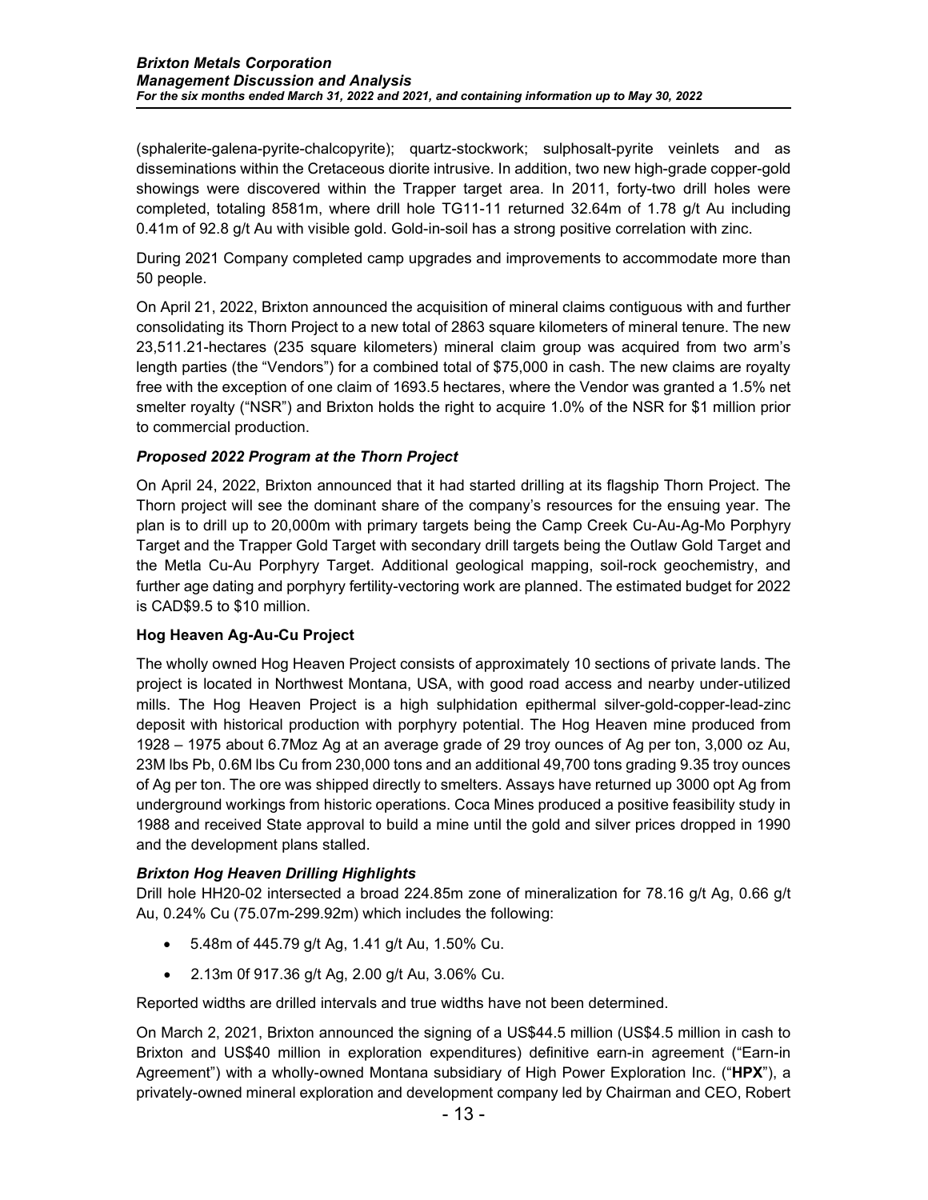(sphalerite-galena-pyrite-chalcopyrite); quartz-stockwork; sulphosalt-pyrite veinlets and as disseminations within the Cretaceous diorite intrusive. In addition, two new high-grade copper-gold showings were discovered within the Trapper target area. In 2011, forty-two drill holes were completed, totaling 8581m, where drill hole TG11-11 returned 32.64m of 1.78 g/t Au including 0.41m of 92.8 g/t Au with visible gold. Gold-in-soil has a strong positive correlation with zinc.

During 2021 Company completed camp upgrades and improvements to accommodate more than 50 people.

On April 21, 2022, Brixton announced the acquisition of mineral claims contiguous with and further consolidating its Thorn Project to a new total of 2863 square kilometers of mineral tenure. The new 23,511.21-hectares (235 square kilometers) mineral claim group was acquired from two arm's length parties (the "Vendors") for a combined total of $75,000 in cash. The new claims are royalty free with the exception of one claim of 1693.5 hectares, where the Vendor was granted a 1.5% net smelter royalty ("NSR") and Brixton holds the right to acquire 1.0% of the NSR for $1 million prior to commercial production.

***Proposed 2022 Program at the Thorn Project***

On April 24, 2022, Brixton announced that it had started drilling at its flagship Thorn Project. The Thorn project will see the dominant share of the company's resources for the ensuing year. The plan is to drill up to 20,000m with primary targets being the Camp Creek Cu-Au-Ag-Mo Porphyry Target and the Trapper Gold Target with secondary drill targets being the Outlaw Gold Target and the Metla Cu-Au Porphyry Target. Additional geological mapping, soil-rock geochemistry, and further age dating and porphyry fertility-vectoring work are planned. The estimated budget for 2022 is CAD$9.5 to $10 million.

**Hog Heaven Ag-Au-Cu Project**

The wholly owned Hog Heaven Project consists of approximately 10 sections of private lands. The project is located in Northwest Montana, USA, with good road access and nearby under-utilized mills. The Hog Heaven Project is a high sulphidation epithermal silver-gold-copper-lead-zinc deposit with historical production with porphyry potential. The Hog Heaven mine produced from 1928 – 1975 about 6.7Moz Ag at an average grade of 29 troy ounces of Ag per ton, 3,000 oz Au, 23M lbs Pb, 0.6M lbs Cu from 230,000 tons and an additional 49,700 tons grading 9.35 troy ounces of Ag per ton. The ore was shipped directly to smelters. Assays have returned up 3000 opt Ag from underground workings from historic operations. Coca Mines produced a positive feasibility study in 1988 and received State approval to build a mine until the gold and silver prices dropped in 1990 and the development plans stalled.

***Brixton Hog Heaven Drilling Highlights***

Drill hole HH20-02 intersected a broad 224.85m zone of mineralization for 78.16 g/t Ag, 0.66 g/t Au, 0.24% Cu (75.07m-299.92m) which includes the following:

- 5.48m of 445.79 g/t Ag, 1.41 g/t Au, 1.50% Cu.
- 2.13m 0f 917.36 g/t Ag, 2.00 g/t Au, 3.06% Cu.

Reported widths are drilled intervals and true widths have not been determined.

On March 2, 2021, Brixton announced the signing of a US$44.5 million (US$4.5 million in cash to Brixton and US$40 million in exploration expenditures) definitive earn-in agreement ("Earn-in Agreement") with a wholly-owned Montana subsidiary of High Power Exploration Inc. ("**HPX**"), a privately-owned mineral exploration and development company led by Chairman and CEO, Robert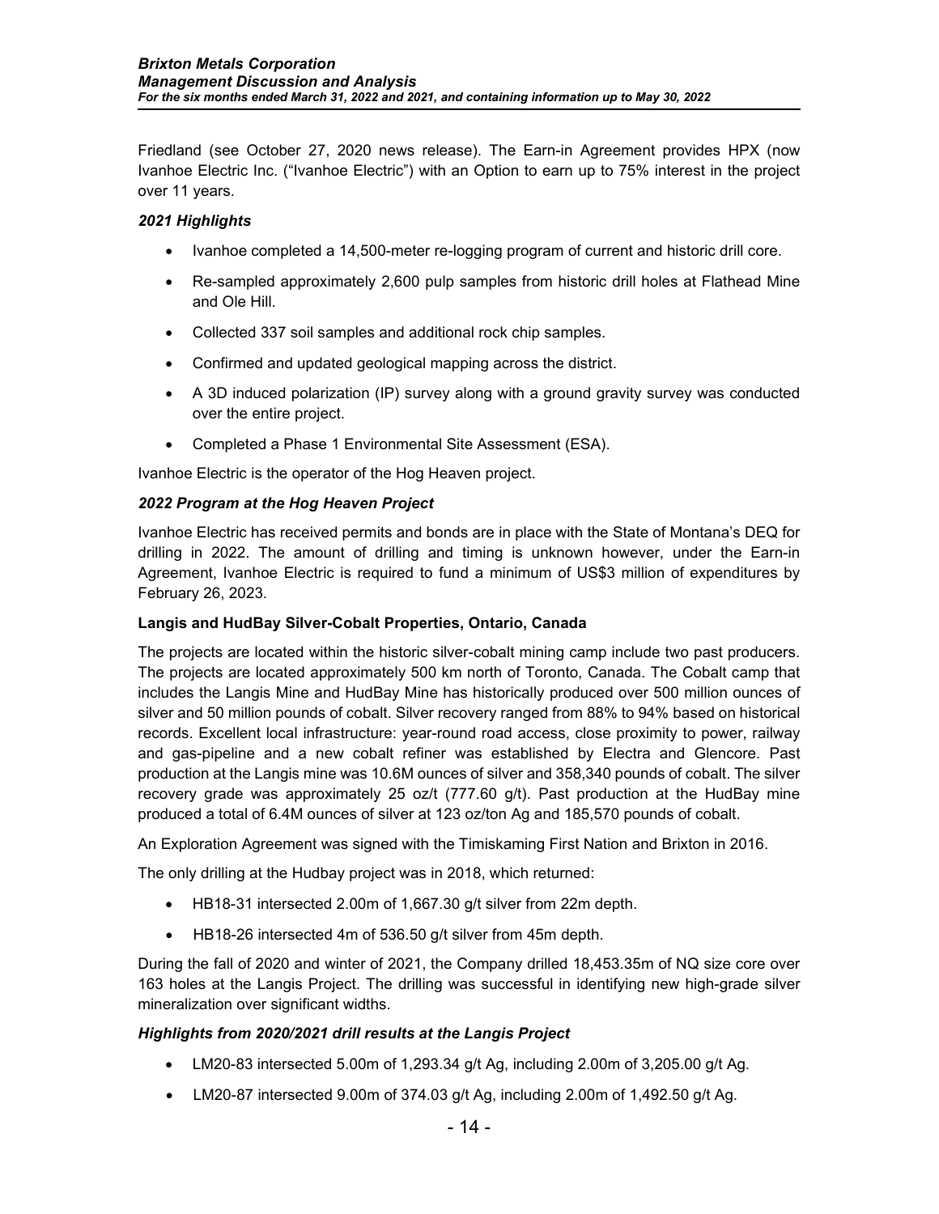Friedland (see October 27, 2020 news release). The Earn-in Agreement provides HPX (now Ivanhoe Electric Inc. ("Ivanhoe Electric") with an Option to earn up to 75% interest in the project over 11 years.

### *2021 Highlights*

- Ivanhoe completed a 14,500-meter re-logging program of current and historic drill core.
- Re-sampled approximately 2,600 pulp samples from historic drill holes at Flathead Mine and Ole Hill.
- Collected 337 soil samples and additional rock chip samples.
- Confirmed and updated geological mapping across the district.
- A 3D induced polarization (IP) survey along with a ground gravity survey was conducted over the entire project.
- Completed a Phase 1 Environmental Site Assessment (ESA).

Ivanhoe Electric is the operator of the Hog Heaven project.

### *2022 Program at the Hog Heaven Project*

Ivanhoe Electric has received permits and bonds are in place with the State of Montana's DEQ for drilling in 2022. The amount of drilling and timing is unknown however, under the Earn-in Agreement, Ivanhoe Electric is required to fund a minimum of US$3 million of expenditures by February 26, 2023.

## **Langis and HudBay Silver-Cobalt Properties, Ontario, Canada**

The projects are located within the historic silver-cobalt mining camp include two past producers. The projects are located approximately 500 km north of Toronto, Canada. The Cobalt camp that includes the Langis Mine and HudBay Mine has historically produced over 500 million ounces of silver and 50 million pounds of cobalt. Silver recovery ranged from 88% to 94% based on historical records. Excellent local infrastructure: year-round road access, close proximity to power, railway and gas-pipeline and a new cobalt refiner was established by Electra and Glencore. Past production at the Langis mine was 10.6M ounces of silver and 358,340 pounds of cobalt. The silver recovery grade was approximately 25 oz/t (777.60 g/t). Past production at the HudBay mine produced a total of 6.4M ounces of silver at 123 oz/ton Ag and 185,570 pounds of cobalt.

An Exploration Agreement was signed with the Timiskaming First Nation and Brixton in 2016.

The only drilling at the Hudbay project was in 2018, which returned:

- HB18-31 intersected 2.00m of 1,667.30 g/t silver from 22m depth.
- HB18-26 intersected 4m of 536.50 g/t silver from 45m depth.

During the fall of 2020 and winter of 2021, the Company drilled 18,453.35m of NQ size core over 163 holes at the Langis Project. The drilling was successful in identifying new high-grade silver mineralization over significant widths.

### *Highlights from 2020/2021 drill results at the Langis Project*

- LM20-83 intersected 5.00m of 1,293.34 g/t Ag, including 2.00m of 3,205.00 g/t Ag.
- LM20-87 intersected 9.00m of 374.03 g/t Ag, including 2.00m of 1,492.50 g/t Ag.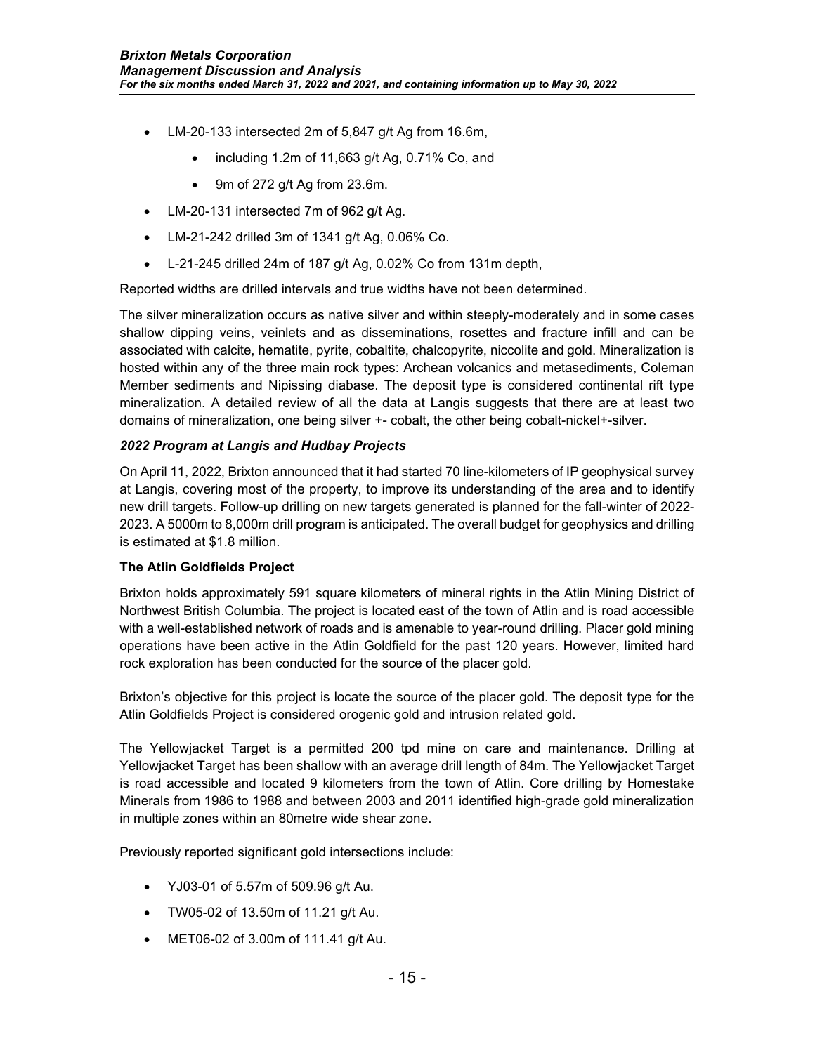- LM-20-133 intersected 2m of 5,847 g/t Ag from 16.6m,
    - including 1.2m of 11,663 g/t Ag, 0.71% Co, and
    - 9m of 272 g/t Ag from 23.6m.
- LM-20-131 intersected 7m of 962 g/t Ag.
- LM-21-242 drilled 3m of 1341 g/t Ag, 0.06% Co.
- L-21-245 drilled 24m of 187 g/t Ag, 0.02% Co from 131m depth,

Reported widths are drilled intervals and true widths have not been determined.

The silver mineralization occurs as native silver and within steeply-moderately and in some cases shallow dipping veins, veinlets and as disseminations, rosettes and fracture infill and can be associated with calcite, hematite, pyrite, cobaltite, chalcopyrite, niccolite and gold. Mineralization is hosted within any of the three main rock types: Archean volcanics and metasediments, Coleman Member sediments and Nipissing diabase. The deposit type is considered continental rift type mineralization. A detailed review of all the data at Langis suggests that there are at least two domains of mineralization, one being silver +- cobalt, the other being cobalt-nickel+-silver.

***2022 Program at Langis and Hudbay Projects***

On April 11, 2022, Brixton announced that it had started 70 line-kilometers of IP geophysical survey at Langis, covering most of the property, to improve its understanding of the area and to identify new drill targets. Follow-up drilling on new targets generated is planned for the fall-winter of 2022-2023. A 5000m to 8,000m drill program is anticipated. The overall budget for geophysics and drilling is estimated at $1.8 million.

**The Atlin Goldfields Project**

Brixton holds approximately 591 square kilometers of mineral rights in the Atlin Mining District of Northwest British Columbia. The project is located east of the town of Atlin and is road accessible with a well-established network of roads and is amenable to year-round drilling. Placer gold mining operations have been active in the Atlin Goldfield for the past 120 years. However, limited hard rock exploration has been conducted for the source of the placer gold.

Brixton's objective for this project is locate the source of the placer gold. The deposit type for the Atlin Goldfields Project is considered orogenic gold and intrusion related gold.

The Yellowjacket Target is a permitted 200 tpd mine on care and maintenance. Drilling at Yellowjacket Target has been shallow with an average drill length of 84m. The Yellowjacket Target is road accessible and located 9 kilometers from the town of Atlin. Core drilling by Homestake Minerals from 1986 to 1988 and between 2003 and 2011 identified high-grade gold mineralization in multiple zones within an 80metre wide shear zone.

Previously reported significant gold intersections include:

- YJ03-01 of 5.57m of 509.96 g/t Au.
- TW05-02 of 13.50m of 11.21 g/t Au.
- MET06-02 of 3.00m of 111.41 g/t Au.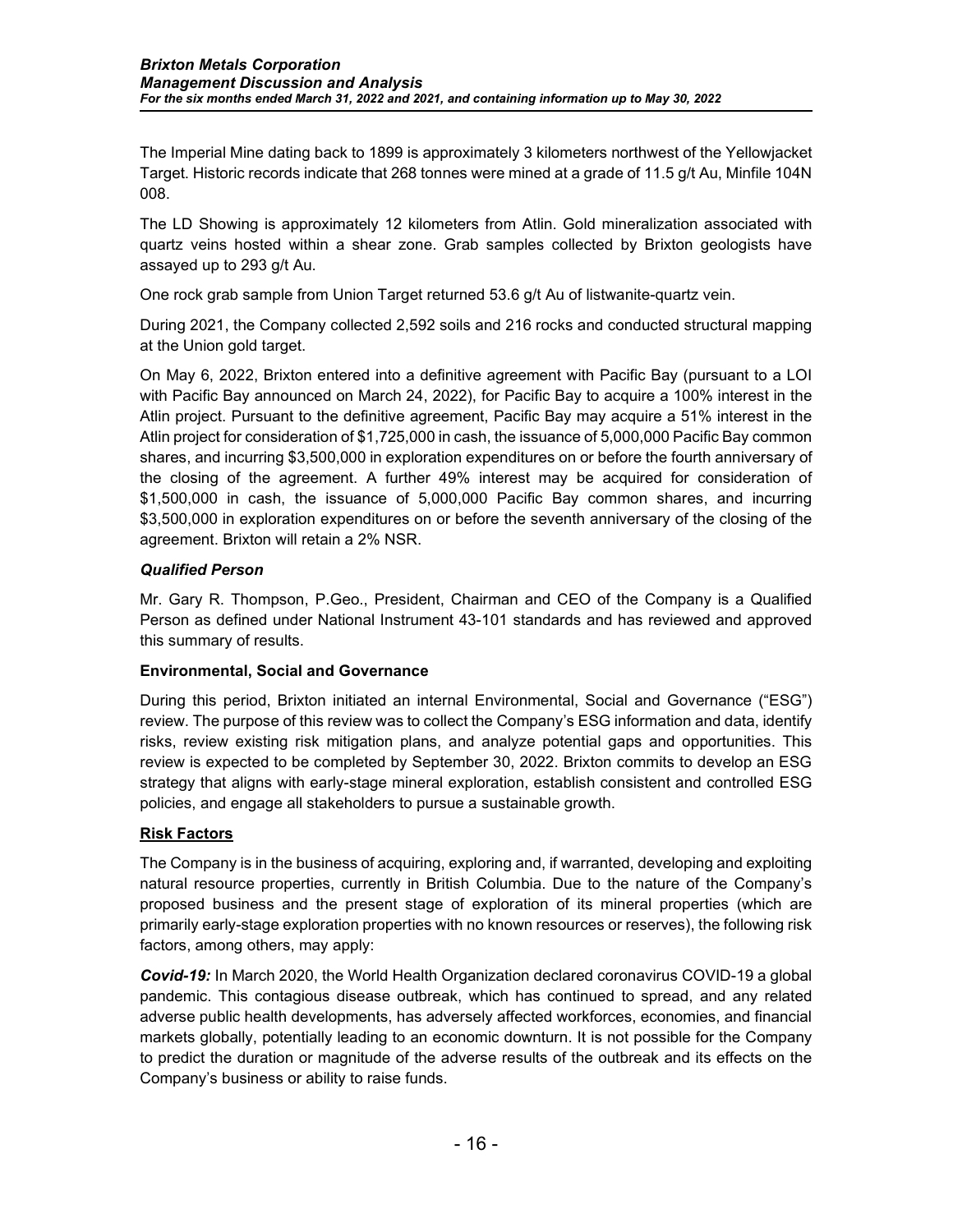The Imperial Mine dating back to 1899 is approximately 3 kilometers northwest of the Yellowjacket Target. Historic records indicate that 268 tonnes were mined at a grade of 11.5 g/t Au, Minfile 104N 008.

The LD Showing is approximately 12 kilometers from Atlin. Gold mineralization associated with quartz veins hosted within a shear zone. Grab samples collected by Brixton geologists have assayed up to 293 g/t Au.

One rock grab sample from Union Target returned 53.6 g/t Au of listwanite-quartz vein.

During 2021, the Company collected 2,592 soils and 216 rocks and conducted structural mapping at the Union gold target.

On May 6, 2022, Brixton entered into a definitive agreement with Pacific Bay (pursuant to a LOI with Pacific Bay announced on March 24, 2022), for Pacific Bay to acquire a 100% interest in the Atlin project. Pursuant to the definitive agreement, Pacific Bay may acquire a 51% interest in the Atlin project for consideration of $1,725,000 in cash, the issuance of 5,000,000 Pacific Bay common shares, and incurring $3,500,000 in exploration expenditures on or before the fourth anniversary of the closing of the agreement. A further 49% interest may be acquired for consideration of $1,500,000 in cash, the issuance of 5,000,000 Pacific Bay common shares, and incurring $3,500,000 in exploration expenditures on or before the seventh anniversary of the closing of the agreement. Brixton will retain a 2% NSR.

***Qualified Person***

Mr. Gary R. Thompson, P.Geo., President, Chairman and CEO of the Company is a Qualified Person as defined under National Instrument 43-101 standards and has reviewed and approved this summary of results.

**Environmental, Social and Governance**

During this period, Brixton initiated an internal Environmental, Social and Governance ("ESG") review. The purpose of this review was to collect the Company's ESG information and data, identify risks, review existing risk mitigation plans, and analyze potential gaps and opportunities. This review is expected to be completed by September 30, 2022. Brixton commits to develop an ESG strategy that aligns with early-stage mineral exploration, establish consistent and controlled ESG policies, and engage all stakeholders to pursue a sustainable growth.

**Risk Factors**

The Company is in the business of acquiring, exploring and, if warranted, developing and exploiting natural resource properties, currently in British Columbia. Due to the nature of the Company's proposed business and the present stage of exploration of its mineral properties (which are primarily early-stage exploration properties with no known resources or reserves), the following risk factors, among others, may apply:

***Covid-19:*** In March 2020, the World Health Organization declared coronavirus COVID-19 a global pandemic. This contagious disease outbreak, which has continued to spread, and any related adverse public health developments, has adversely affected workforces, economies, and financial markets globally, potentially leading to an economic downturn. It is not possible for the Company to predict the duration or magnitude of the adverse results of the outbreak and its effects on the Company's business or ability to raise funds.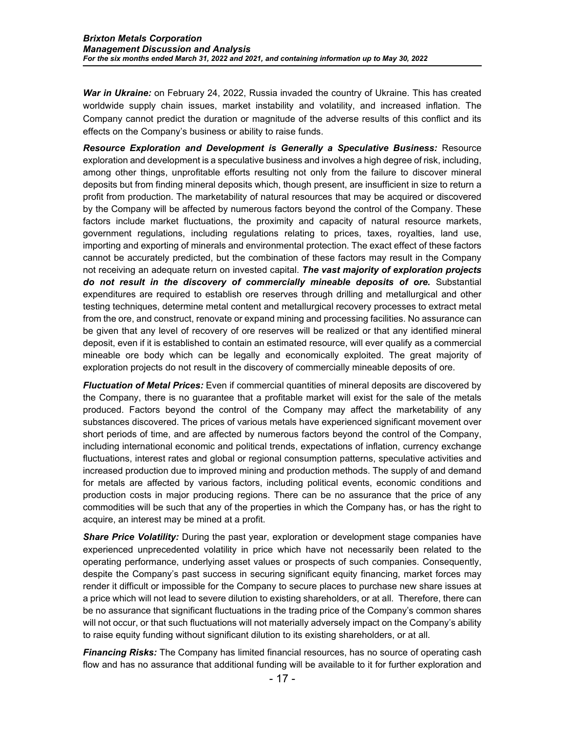***War in Ukraine:*** on February 24, 2022, Russia invaded the country of Ukraine. This has created worldwide supply chain issues, market instability and volatility, and increased inflation. The Company cannot predict the duration or magnitude of the adverse results of this conflict and its effects on the Company's business or ability to raise funds.

***Resource Exploration and Development is Generally a Speculative Business:*** Resource exploration and development is a speculative business and involves a high degree of risk, including, among other things, unprofitable efforts resulting not only from the failure to discover mineral deposits but from finding mineral deposits which, though present, are insufficient in size to return a profit from production. The marketability of natural resources that may be acquired or discovered by the Company will be affected by numerous factors beyond the control of the Company. These factors include market fluctuations, the proximity and capacity of natural resource markets, government regulations, including regulations relating to prices, taxes, royalties, land use, importing and exporting of minerals and environmental protection. The exact effect of these factors cannot be accurately predicted, but the combination of these factors may result in the Company not receiving an adequate return on invested capital. ***The vast majority of exploration projects do not result in the discovery of commercially mineable deposits of ore.*** Substantial expenditures are required to establish ore reserves through drilling and metallurgical and other testing techniques, determine metal content and metallurgical recovery processes to extract metal from the ore, and construct, renovate or expand mining and processing facilities. No assurance can be given that any level of recovery of ore reserves will be realized or that any identified mineral deposit, even if it is established to contain an estimated resource, will ever qualify as a commercial mineable ore body which can be legally and economically exploited. The great majority of exploration projects do not result in the discovery of commercially mineable deposits of ore.

***Fluctuation of Metal Prices:*** Even if commercial quantities of mineral deposits are discovered by the Company, there is no guarantee that a profitable market will exist for the sale of the metals produced. Factors beyond the control of the Company may affect the marketability of any substances discovered. The prices of various metals have experienced significant movement over short periods of time, and are affected by numerous factors beyond the control of the Company, including international economic and political trends, expectations of inflation, currency exchange fluctuations, interest rates and global or regional consumption patterns, speculative activities and increased production due to improved mining and production methods. The supply of and demand for metals are affected by various factors, including political events, economic conditions and production costs in major producing regions. There can be no assurance that the price of any commodities will be such that any of the properties in which the Company has, or has the right to acquire, an interest may be mined at a profit.

***Share Price Volatility:*** During the past year, exploration or development stage companies have experienced unprecedented volatility in price which have not necessarily been related to the operating performance, underlying asset values or prospects of such companies. Consequently, despite the Company's past success in securing significant equity financing, market forces may render it difficult or impossible for the Company to secure places to purchase new share issues at a price which will not lead to severe dilution to existing shareholders, or at all. Therefore, there can be no assurance that significant fluctuations in the trading price of the Company's common shares will not occur, or that such fluctuations will not materially adversely impact on the Company's ability to raise equity funding without significant dilution to its existing shareholders, or at all.

***Financing Risks:*** The Company has limited financial resources, has no source of operating cash flow and has no assurance that additional funding will be available to it for further exploration and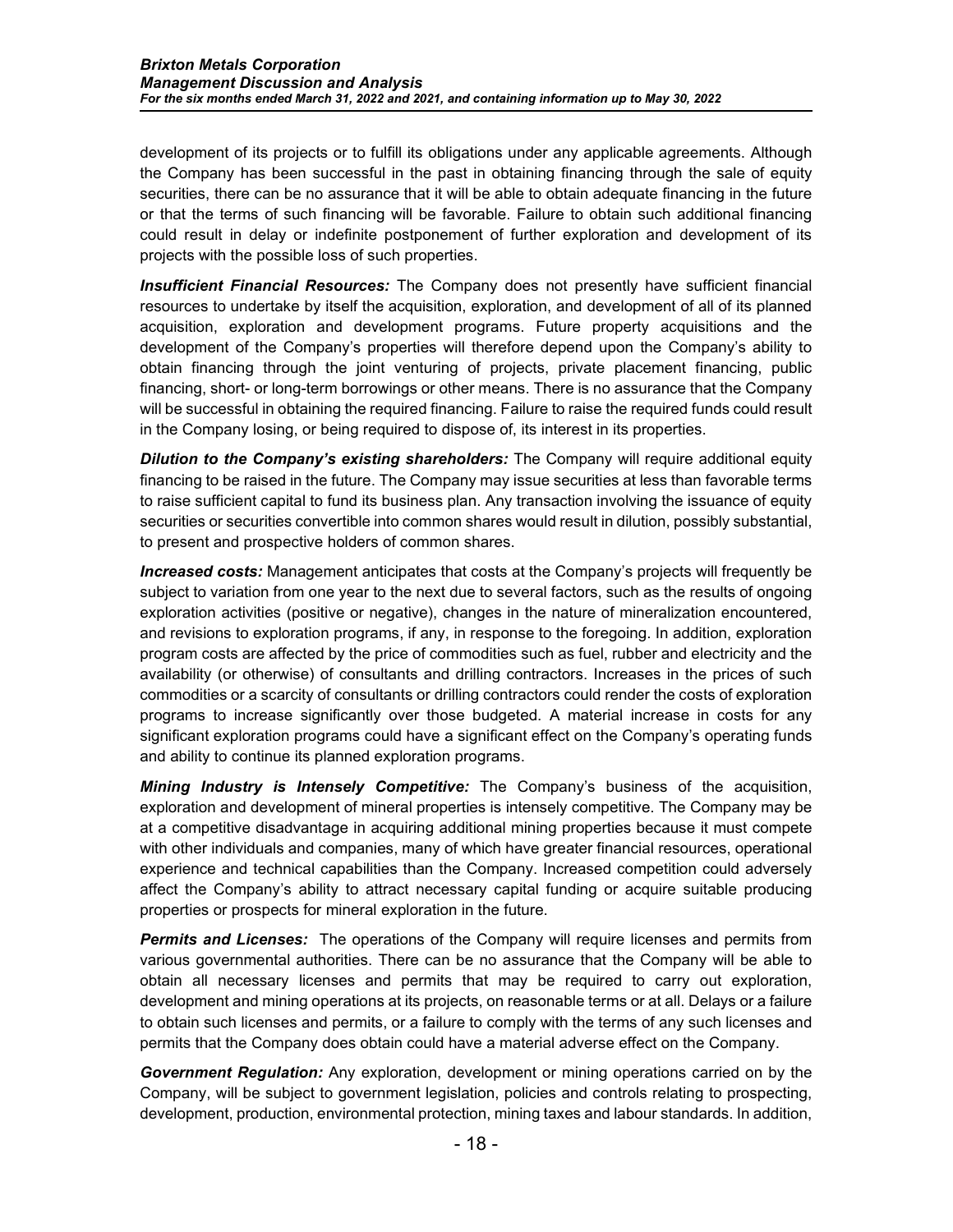development of its projects or to fulfill its obligations under any applicable agreements. Although the Company has been successful in the past in obtaining financing through the sale of equity securities, there can be no assurance that it will be able to obtain adequate financing in the future or that the terms of such financing will be favorable. Failure to obtain such additional financing could result in delay or indefinite postponement of further exploration and development of its projects with the possible loss of such properties.

***Insufficient Financial Resources:*** The Company does not presently have sufficient financial resources to undertake by itself the acquisition, exploration, and development of all of its planned acquisition, exploration and development programs. Future property acquisitions and the development of the Company's properties will therefore depend upon the Company's ability to obtain financing through the joint venturing of projects, private placement financing, public financing, short- or long-term borrowings or other means. There is no assurance that the Company will be successful in obtaining the required financing. Failure to raise the required funds could result in the Company losing, or being required to dispose of, its interest in its properties.

***Dilution to the Company's existing shareholders:*** The Company will require additional equity financing to be raised in the future. The Company may issue securities at less than favorable terms to raise sufficient capital to fund its business plan. Any transaction involving the issuance of equity securities or securities convertible into common shares would result in dilution, possibly substantial, to present and prospective holders of common shares.

***Increased costs:*** Management anticipates that costs at the Company's projects will frequently be subject to variation from one year to the next due to several factors, such as the results of ongoing exploration activities (positive or negative), changes in the nature of mineralization encountered, and revisions to exploration programs, if any, in response to the foregoing. In addition, exploration program costs are affected by the price of commodities such as fuel, rubber and electricity and the availability (or otherwise) of consultants and drilling contractors. Increases in the prices of such commodities or a scarcity of consultants or drilling contractors could render the costs of exploration programs to increase significantly over those budgeted. A material increase in costs for any significant exploration programs could have a significant effect on the Company's operating funds and ability to continue its planned exploration programs.

***Mining Industry is Intensely Competitive:*** The Company's business of the acquisition, exploration and development of mineral properties is intensely competitive. The Company may be at a competitive disadvantage in acquiring additional mining properties because it must compete with other individuals and companies, many of which have greater financial resources, operational experience and technical capabilities than the Company. Increased competition could adversely affect the Company's ability to attract necessary capital funding or acquire suitable producing properties or prospects for mineral exploration in the future.

***Permits and Licenses:*** The operations of the Company will require licenses and permits from various governmental authorities. There can be no assurance that the Company will be able to obtain all necessary licenses and permits that may be required to carry out exploration, development and mining operations at its projects, on reasonable terms or at all. Delays or a failure to obtain such licenses and permits, or a failure to comply with the terms of any such licenses and permits that the Company does obtain could have a material adverse effect on the Company.

***Government Regulation:*** Any exploration, development or mining operations carried on by the Company, will be subject to government legislation, policies and controls relating to prospecting, development, production, environmental protection, mining taxes and labour standards. In addition,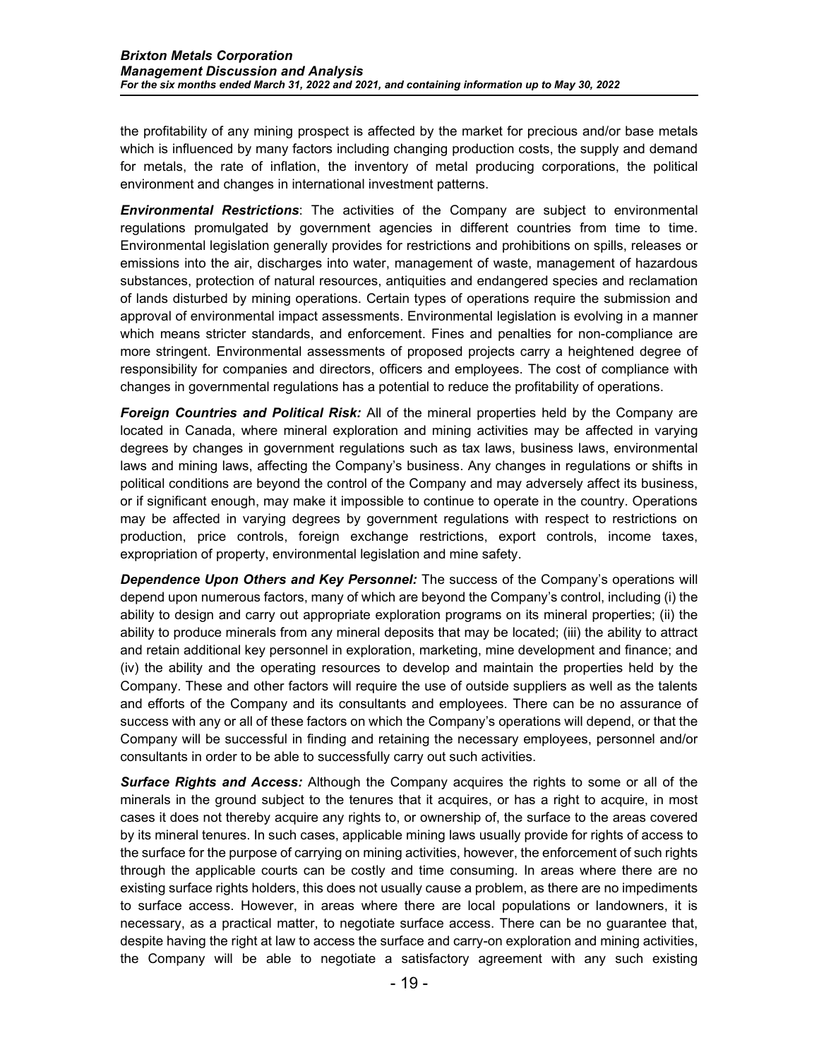the profitability of any mining prospect is affected by the market for precious and/or base metals which is influenced by many factors including changing production costs, the supply and demand for metals, the rate of inflation, the inventory of metal producing corporations, the political environment and changes in international investment patterns.

***Environmental Restrictions***: The activities of the Company are subject to environmental regulations promulgated by government agencies in different countries from time to time. Environmental legislation generally provides for restrictions and prohibitions on spills, releases or emissions into the air, discharges into water, management of waste, management of hazardous substances, protection of natural resources, antiquities and endangered species and reclamation of lands disturbed by mining operations. Certain types of operations require the submission and approval of environmental impact assessments. Environmental legislation is evolving in a manner which means stricter standards, and enforcement. Fines and penalties for non-compliance are more stringent. Environmental assessments of proposed projects carry a heightened degree of responsibility for companies and directors, officers and employees. The cost of compliance with changes in governmental regulations has a potential to reduce the profitability of operations.

***Foreign Countries and Political Risk:*** All of the mineral properties held by the Company are located in Canada, where mineral exploration and mining activities may be affected in varying degrees by changes in government regulations such as tax laws, business laws, environmental laws and mining laws, affecting the Company's business. Any changes in regulations or shifts in political conditions are beyond the control of the Company and may adversely affect its business, or if significant enough, may make it impossible to continue to operate in the country. Operations may be affected in varying degrees by government regulations with respect to restrictions on production, price controls, foreign exchange restrictions, export controls, income taxes, expropriation of property, environmental legislation and mine safety.

***Dependence Upon Others and Key Personnel:*** The success of the Company's operations will depend upon numerous factors, many of which are beyond the Company's control, including (i) the ability to design and carry out appropriate exploration programs on its mineral properties; (ii) the ability to produce minerals from any mineral deposits that may be located; (iii) the ability to attract and retain additional key personnel in exploration, marketing, mine development and finance; and (iv) the ability and the operating resources to develop and maintain the properties held by the Company. These and other factors will require the use of outside suppliers as well as the talents and efforts of the Company and its consultants and employees. There can be no assurance of success with any or all of these factors on which the Company's operations will depend, or that the Company will be successful in finding and retaining the necessary employees, personnel and/or consultants in order to be able to successfully carry out such activities.

***Surface Rights and Access:*** Although the Company acquires the rights to some or all of the minerals in the ground subject to the tenures that it acquires, or has a right to acquire, in most cases it does not thereby acquire any rights to, or ownership of, the surface to the areas covered by its mineral tenures. In such cases, applicable mining laws usually provide for rights of access to the surface for the purpose of carrying on mining activities, however, the enforcement of such rights through the applicable courts can be costly and time consuming. In areas where there are no existing surface rights holders, this does not usually cause a problem, as there are no impediments to surface access. However, in areas where there are local populations or landowners, it is necessary, as a practical matter, to negotiate surface access. There can be no guarantee that, despite having the right at law to access the surface and carry-on exploration and mining activities, the Company will be able to negotiate a satisfactory agreement with any such existing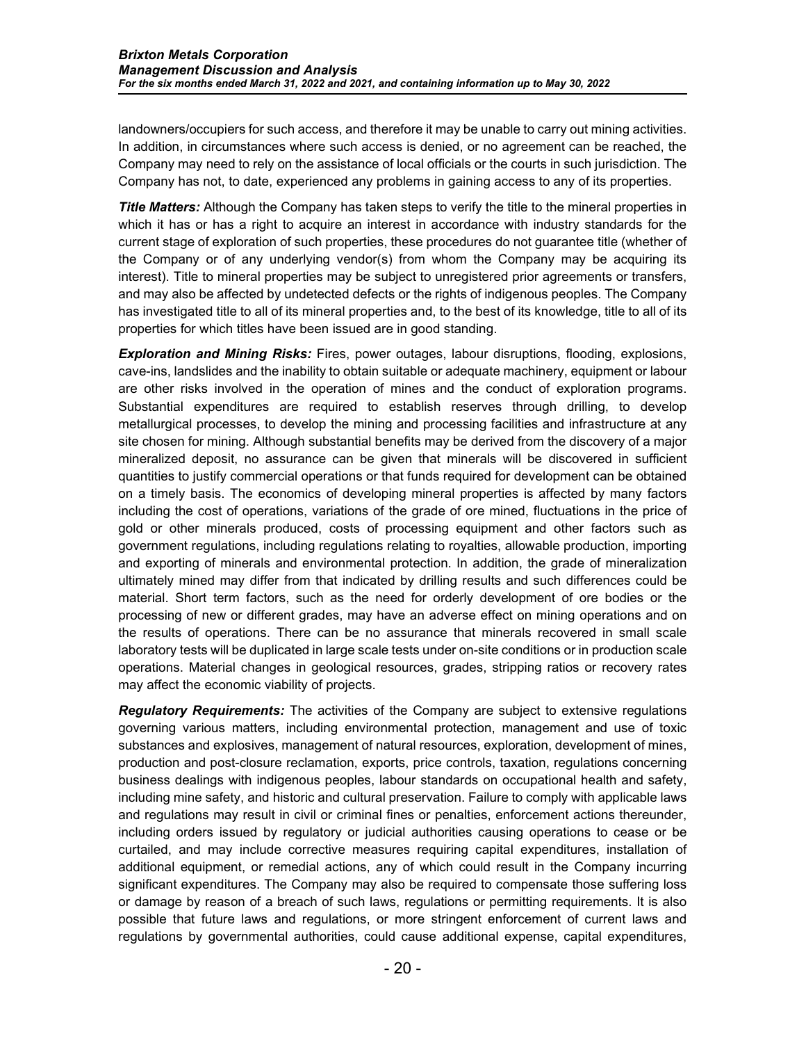landowners/occupiers for such access, and therefore it may be unable to carry out mining activities. In addition, in circumstances where such access is denied, or no agreement can be reached, the Company may need to rely on the assistance of local officials or the courts in such jurisdiction. The Company has not, to date, experienced any problems in gaining access to any of its properties.

***Title Matters:*** Although the Company has taken steps to verify the title to the mineral properties in which it has or has a right to acquire an interest in accordance with industry standards for the current stage of exploration of such properties, these procedures do not guarantee title (whether of the Company or of any underlying vendor(s) from whom the Company may be acquiring its interest). Title to mineral properties may be subject to unregistered prior agreements or transfers, and may also be affected by undetected defects or the rights of indigenous peoples. The Company has investigated title to all of its mineral properties and, to the best of its knowledge, title to all of its properties for which titles have been issued are in good standing.

***Exploration and Mining Risks:*** Fires, power outages, labour disruptions, flooding, explosions, cave-ins, landslides and the inability to obtain suitable or adequate machinery, equipment or labour are other risks involved in the operation of mines and the conduct of exploration programs. Substantial expenditures are required to establish reserves through drilling, to develop metallurgical processes, to develop the mining and processing facilities and infrastructure at any site chosen for mining. Although substantial benefits may be derived from the discovery of a major mineralized deposit, no assurance can be given that minerals will be discovered in sufficient quantities to justify commercial operations or that funds required for development can be obtained on a timely basis. The economics of developing mineral properties is affected by many factors including the cost of operations, variations of the grade of ore mined, fluctuations in the price of gold or other minerals produced, costs of processing equipment and other factors such as government regulations, including regulations relating to royalties, allowable production, importing and exporting of minerals and environmental protection. In addition, the grade of mineralization ultimately mined may differ from that indicated by drilling results and such differences could be material. Short term factors, such as the need for orderly development of ore bodies or the processing of new or different grades, may have an adverse effect on mining operations and on the results of operations. There can be no assurance that minerals recovered in small scale laboratory tests will be duplicated in large scale tests under on-site conditions or in production scale operations. Material changes in geological resources, grades, stripping ratios or recovery rates may affect the economic viability of projects.

***Regulatory Requirements:*** The activities of the Company are subject to extensive regulations governing various matters, including environmental protection, management and use of toxic substances and explosives, management of natural resources, exploration, development of mines, production and post-closure reclamation, exports, price controls, taxation, regulations concerning business dealings with indigenous peoples, labour standards on occupational health and safety, including mine safety, and historic and cultural preservation. Failure to comply with applicable laws and regulations may result in civil or criminal fines or penalties, enforcement actions thereunder, including orders issued by regulatory or judicial authorities causing operations to cease or be curtailed, and may include corrective measures requiring capital expenditures, installation of additional equipment, or remedial actions, any of which could result in the Company incurring significant expenditures. The Company may also be required to compensate those suffering loss or damage by reason of a breach of such laws, regulations or permitting requirements. It is also possible that future laws and regulations, or more stringent enforcement of current laws and regulations by governmental authorities, could cause additional expense, capital expenditures,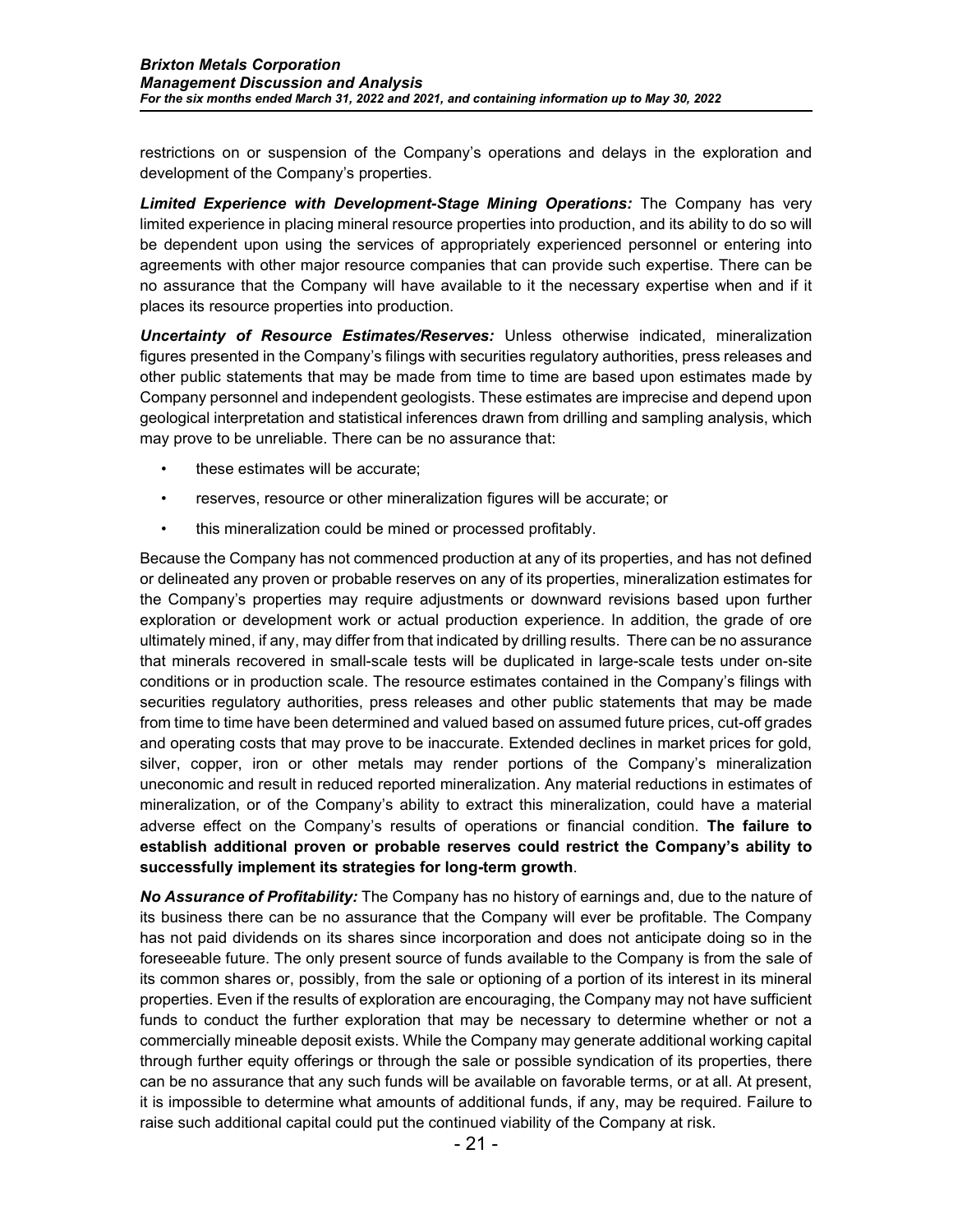restrictions on or suspension of the Company's operations and delays in the exploration and development of the Company's properties.

***Limited Experience with Development-Stage Mining Operations:*** The Company has very limited experience in placing mineral resource properties into production, and its ability to do so will be dependent upon using the services of appropriately experienced personnel or entering into agreements with other major resource companies that can provide such expertise. There can be no assurance that the Company will have available to it the necessary expertise when and if it places its resource properties into production.

***Uncertainty of Resource Estimates/Reserves:*** Unless otherwise indicated, mineralization figures presented in the Company's filings with securities regulatory authorities, press releases and other public statements that may be made from time to time are based upon estimates made by Company personnel and independent geologists. These estimates are imprecise and depend upon geological interpretation and statistical inferences drawn from drilling and sampling analysis, which may prove to be unreliable. There can be no assurance that:

- these estimates will be accurate;
- reserves, resource or other mineralization figures will be accurate; or
- this mineralization could be mined or processed profitably.

Because the Company has not commenced production at any of its properties, and has not defined or delineated any proven or probable reserves on any of its properties, mineralization estimates for the Company's properties may require adjustments or downward revisions based upon further exploration or development work or actual production experience. In addition, the grade of ore ultimately mined, if any, may differ from that indicated by drilling results. There can be no assurance that minerals recovered in small-scale tests will be duplicated in large-scale tests under on-site conditions or in production scale. The resource estimates contained in the Company's filings with securities regulatory authorities, press releases and other public statements that may be made from time to time have been determined and valued based on assumed future prices, cut-off grades and operating costs that may prove to be inaccurate. Extended declines in market prices for gold, silver, copper, iron or other metals may render portions of the Company's mineralization uneconomic and result in reduced reported mineralization. Any material reductions in estimates of mineralization, or of the Company's ability to extract this mineralization, could have a material adverse effect on the Company's results of operations or financial condition. **The failure to establish additional proven or probable reserves could restrict the Company's ability to successfully implement its strategies for long-term growth**.

***No Assurance of Profitability:*** The Company has no history of earnings and, due to the nature of its business there can be no assurance that the Company will ever be profitable. The Company has not paid dividends on its shares since incorporation and does not anticipate doing so in the foreseeable future. The only present source of funds available to the Company is from the sale of its common shares or, possibly, from the sale or optioning of a portion of its interest in its mineral properties. Even if the results of exploration are encouraging, the Company may not have sufficient funds to conduct the further exploration that may be necessary to determine whether or not a commercially mineable deposit exists. While the Company may generate additional working capital through further equity offerings or through the sale or possible syndication of its properties, there can be no assurance that any such funds will be available on favorable terms, or at all. At present, it is impossible to determine what amounts of additional funds, if any, may be required. Failure to raise such additional capital could put the continued viability of the Company at risk.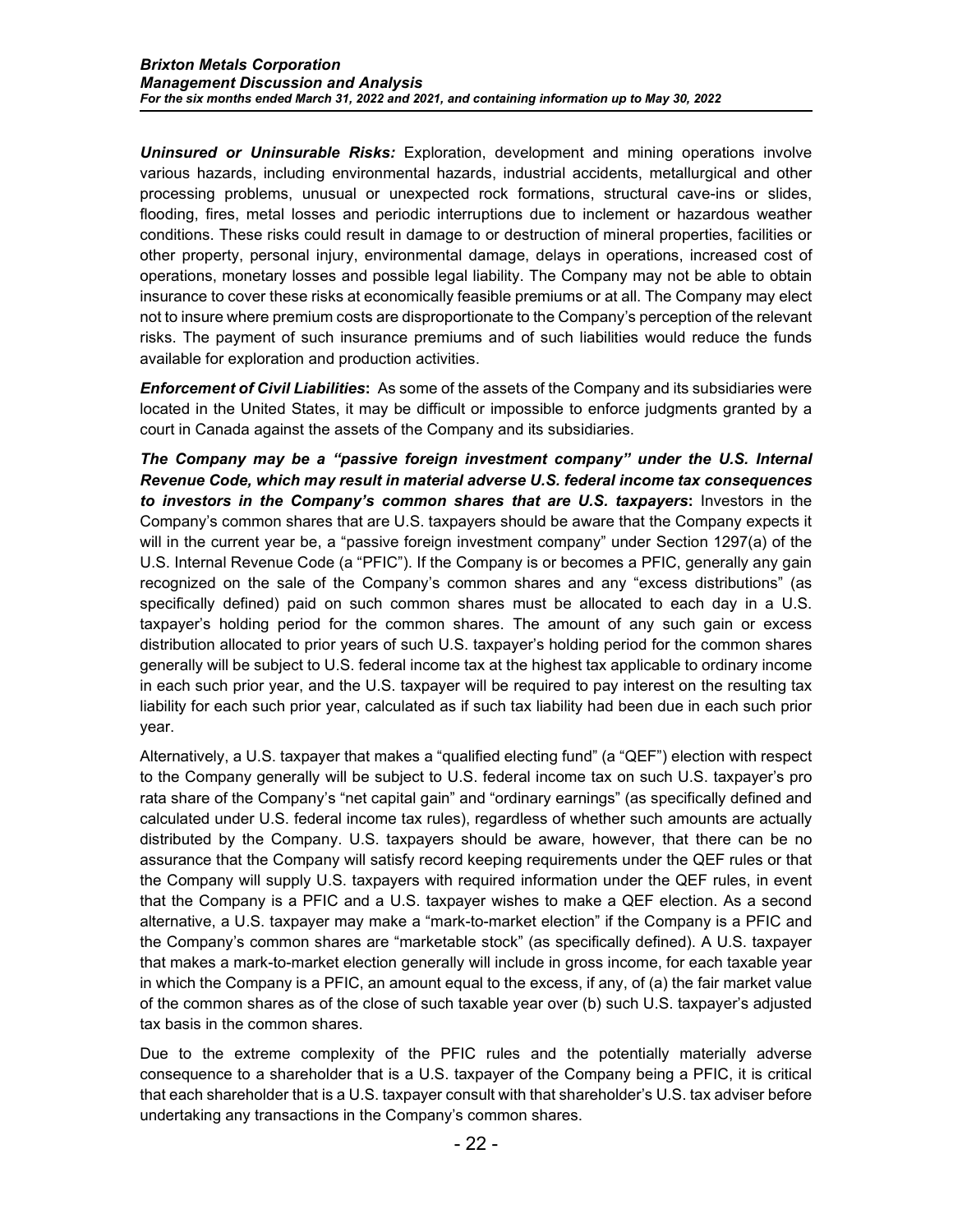***Uninsured or Uninsurable Risks:*** Exploration, development and mining operations involve various hazards, including environmental hazards, industrial accidents, metallurgical and other processing problems, unusual or unexpected rock formations, structural cave-ins or slides, flooding, fires, metal losses and periodic interruptions due to inclement or hazardous weather conditions. These risks could result in damage to or destruction of mineral properties, facilities or other property, personal injury, environmental damage, delays in operations, increased cost of operations, monetary losses and possible legal liability. The Company may not be able to obtain insurance to cover these risks at economically feasible premiums or at all. The Company may elect not to insure where premium costs are disproportionate to the Company's perception of the relevant risks. The payment of such insurance premiums and of such liabilities would reduce the funds available for exploration and production activities.

***Enforcement of Civil Liabilities*:** As some of the assets of the Company and its subsidiaries were located in the United States, it may be difficult or impossible to enforce judgments granted by a court in Canada against the assets of the Company and its subsidiaries.

***The Company may be a "passive foreign investment company" under the U.S. Internal Revenue Code, which may result in material adverse U.S. federal income tax consequences to investors in the Company's common shares that are U.S. taxpayers*:** Investors in the Company's common shares that are U.S. taxpayers should be aware that the Company expects it will in the current year be, a "passive foreign investment company" under Section 1297(a) of the U.S. Internal Revenue Code (a "PFIC"). If the Company is or becomes a PFIC, generally any gain recognized on the sale of the Company's common shares and any "excess distributions" (as specifically defined) paid on such common shares must be allocated to each day in a U.S. taxpayer's holding period for the common shares. The amount of any such gain or excess distribution allocated to prior years of such U.S. taxpayer's holding period for the common shares generally will be subject to U.S. federal income tax at the highest tax applicable to ordinary income in each such prior year, and the U.S. taxpayer will be required to pay interest on the resulting tax liability for each such prior year, calculated as if such tax liability had been due in each such prior year.

Alternatively, a U.S. taxpayer that makes a "qualified electing fund" (a "QEF") election with respect to the Company generally will be subject to U.S. federal income tax on such U.S. taxpayer's pro rata share of the Company's "net capital gain" and "ordinary earnings" (as specifically defined and calculated under U.S. federal income tax rules), regardless of whether such amounts are actually distributed by the Company. U.S. taxpayers should be aware, however, that there can be no assurance that the Company will satisfy record keeping requirements under the QEF rules or that the Company will supply U.S. taxpayers with required information under the QEF rules, in event that the Company is a PFIC and a U.S. taxpayer wishes to make a QEF election. As a second alternative, a U.S. taxpayer may make a "mark-to-market election" if the Company is a PFIC and the Company's common shares are "marketable stock" (as specifically defined). A U.S. taxpayer that makes a mark-to-market election generally will include in gross income, for each taxable year in which the Company is a PFIC, an amount equal to the excess, if any, of (a) the fair market value of the common shares as of the close of such taxable year over (b) such U.S. taxpayer's adjusted tax basis in the common shares.

Due to the extreme complexity of the PFIC rules and the potentially materially adverse consequence to a shareholder that is a U.S. taxpayer of the Company being a PFIC, it is critical that each shareholder that is a U.S. taxpayer consult with that shareholder's U.S. tax adviser before undertaking any transactions in the Company's common shares.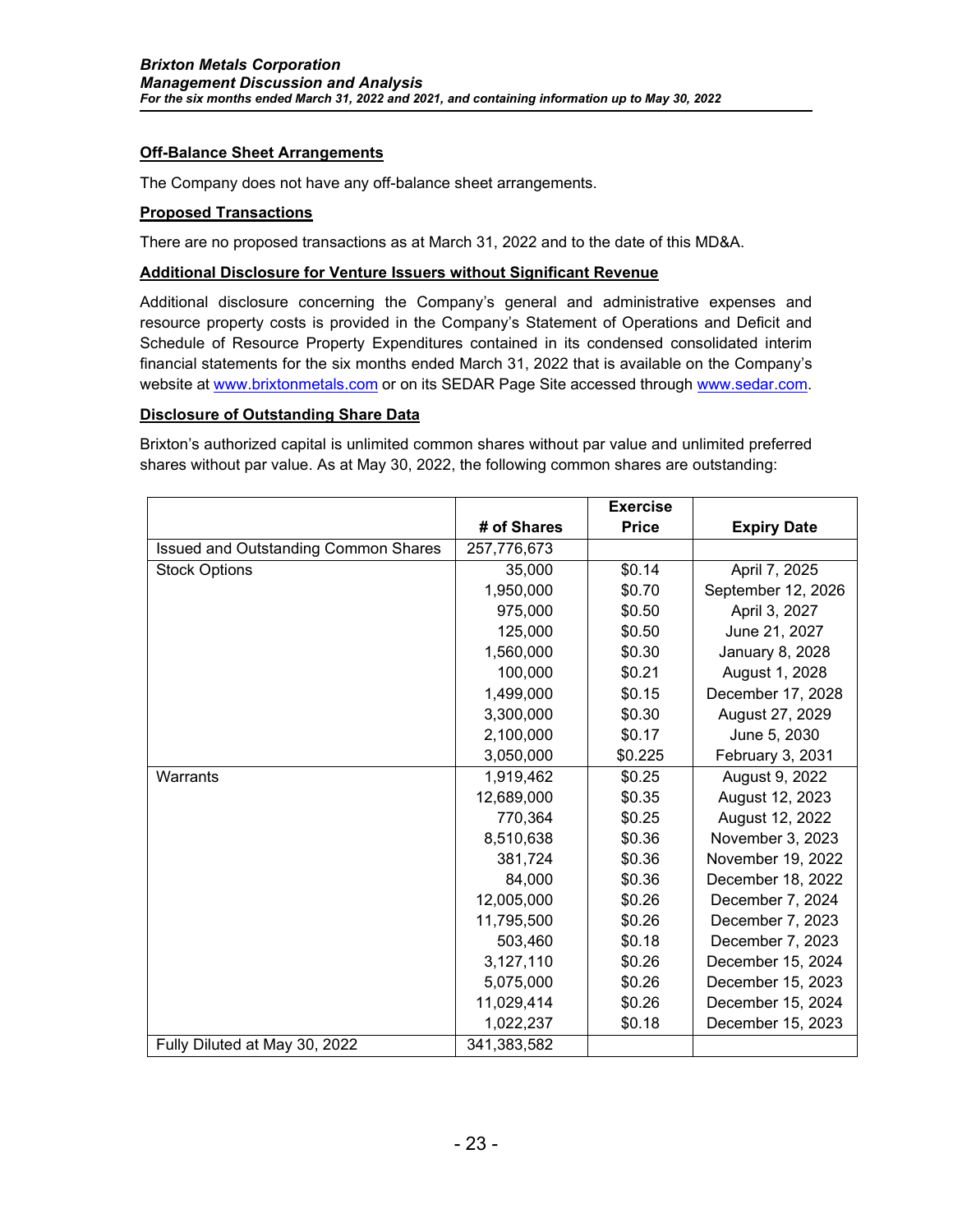## Off-Balance Sheet Arrangements

The Company does not have any off-balance sheet arrangements.

## Proposed Transactions

There are no proposed transactions as at March 31, 2022 and to the date of this MD&A.

## Additional Disclosure for Venture Issuers without Significant Revenue

Additional disclosure concerning the Company's general and administrative expenses and resource property costs is provided in the Company's Statement of Operations and Deficit and Schedule of Resource Property Expenditures contained in its condensed consolidated interim financial statements for the six months ended March 31, 2022 that is available on the Company's website at www.brixtonmetals.com or on its SEDAR Page Site accessed through www.sedar.com.

## Disclosure of Outstanding Share Data

Brixton's authorized capital is unlimited common shares without par value and unlimited preferred shares without par value. As at May 30, 2022, the following common shares are outstanding:

| | # of Shares | Exercise Price | Expiry Date |
|---|---|---|---|
| Issued and Outstanding Common Shares | 257,776,673 | | |
| Stock Options | 35,000 | $0.14 | April 7, 2025 |
| | 1,950,000 | $0.70 | September 12, 2026 |
| | 975,000 | $0.50 | April 3, 2027 |
| | 125,000 | $0.50 | June 21, 2027 |
| | 1,560,000 | $0.30 | January 8, 2028 |
| | 100,000 | $0.21 | August 1, 2028 |
| | 1,499,000 | $0.15 | December 17, 2028 |
| | 3,300,000 | $0.30 | August 27, 2029 |
| | 2,100,000 | $0.17 | June 5, 2030 |
| | 3,050,000 | $0.225 | February 3, 2031 |
| Warrants | 1,919,462 | $0.25 | August 9, 2022 |
| | 12,689,000 | $0.35 | August 12, 2023 |
| | 770,364 | $0.25 | August 12, 2022 |
| | 8,510,638 | $0.36 | November 3, 2023 |
| | 381,724 | $0.36 | November 19, 2022 |
| | 84,000 | $0.36 | December 18, 2022 |
| | 12,005,000 | $0.26 | December 7, 2024 |
| | 11,795,500 | $0.26 | December 7, 2023 |
| | 503,460 | $0.18 | December 7, 2023 |
| | 3,127,110 | $0.26 | December 15, 2024 |
| | 5,075,000 | $0.26 | December 15, 2023 |
| | 11,029,414 | $0.26 | December 15, 2024 |
| | 1,022,237 | $0.18 | December 15, 2023 |
| Fully Diluted at May 30, 2022 | 341,383,582 | | |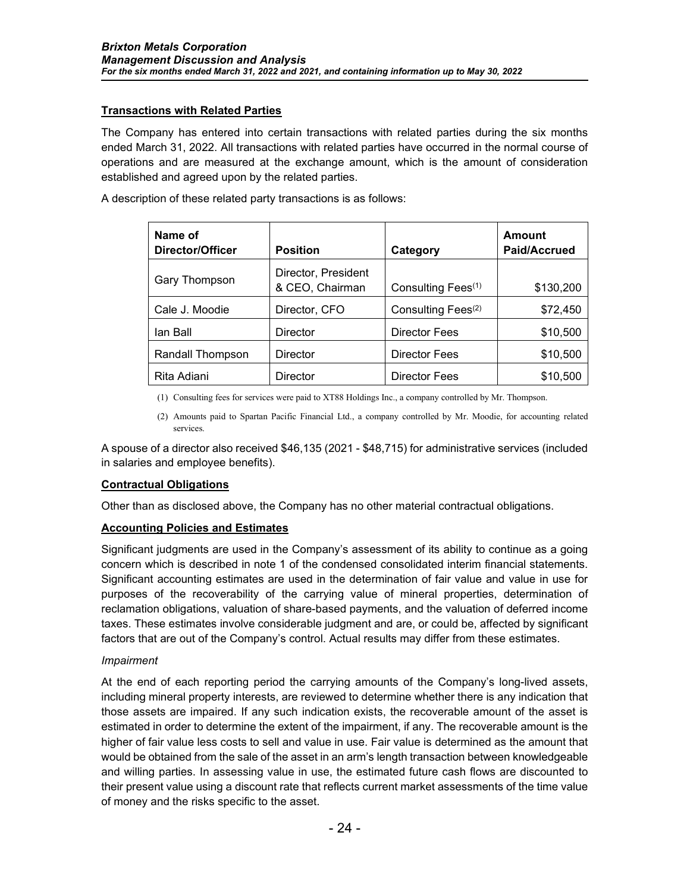## Transactions with Related Parties

The Company has entered into certain transactions with related parties during the six months ended March 31, 2022. All transactions with related parties have occurred in the normal course of operations and are measured at the exchange amount, which is the amount of consideration established and agreed upon by the related parties.

A description of these related party transactions is as follows:

| Name of Director/Officer | Position | Category | Amount Paid/Accrued |
|---|---|---|---|
| Gary Thompson | Director, President & CEO, Chairman | Consulting Fees(1) | $130,200 |
| Cale J. Moodie | Director, CFO | Consulting Fees(2) | $72,450 |
| Ian Ball | Director | Director Fees | $10,500 |
| Randall Thompson | Director | Director Fees | $10,500 |
| Rita Adiani | Director | Director Fees | $10,500 |

(1) Consulting fees for services were paid to XT88 Holdings Inc., a company controlled by Mr. Thompson.

(2) Amounts paid to Spartan Pacific Financial Ltd., a company controlled by Mr. Moodie, for accounting related services.

A spouse of a director also received $46,135 (2021 - $48,715) for administrative services (included in salaries and employee benefits).

## Contractual Obligations

Other than as disclosed above, the Company has no other material contractual obligations.

## Accounting Policies and Estimates

Significant judgments are used in the Company's assessment of its ability to continue as a going concern which is described in note 1 of the condensed consolidated interim financial statements. Significant accounting estimates are used in the determination of fair value and value in use for purposes of the recoverability of the carrying value of mineral properties, determination of reclamation obligations, valuation of share-based payments, and the valuation of deferred income taxes. These estimates involve considerable judgment and are, or could be, affected by significant factors that are out of the Company's control. Actual results may differ from these estimates.

*Impairment*

At the end of each reporting period the carrying amounts of the Company's long-lived assets, including mineral property interests, are reviewed to determine whether there is any indication that those assets are impaired. If any such indication exists, the recoverable amount of the asset is estimated in order to determine the extent of the impairment, if any. The recoverable amount is the higher of fair value less costs to sell and value in use. Fair value is determined as the amount that would be obtained from the sale of the asset in an arm's length transaction between knowledgeable and willing parties. In assessing value in use, the estimated future cash flows are discounted to their present value using a discount rate that reflects current market assessments of the time value of money and the risks specific to the asset.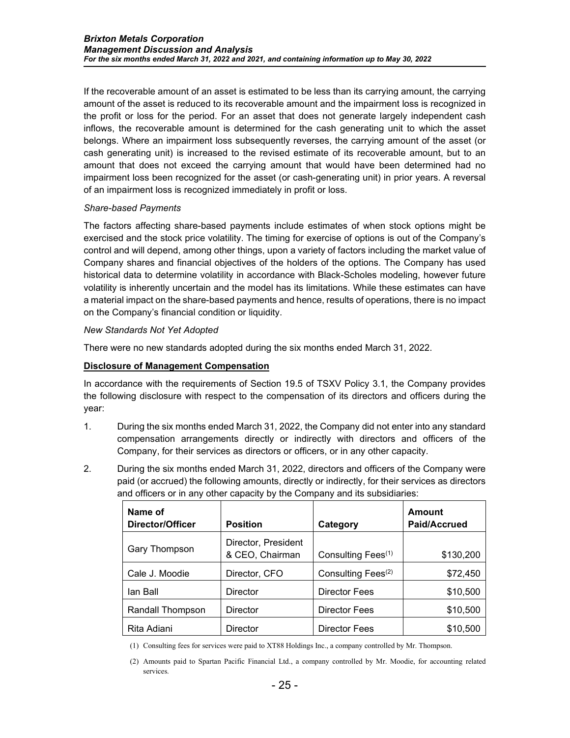If the recoverable amount of an asset is estimated to be less than its carrying amount, the carrying amount of the asset is reduced to its recoverable amount and the impairment loss is recognized in the profit or loss for the period. For an asset that does not generate largely independent cash inflows, the recoverable amount is determined for the cash generating unit to which the asset belongs. Where an impairment loss subsequently reverses, the carrying amount of the asset (or cash generating unit) is increased to the revised estimate of its recoverable amount, but to an amount that does not exceed the carrying amount that would have been determined had no impairment loss been recognized for the asset (or cash-generating unit) in prior years. A reversal of an impairment loss is recognized immediately in profit or loss.

*Share-based Payments*

The factors affecting share-based payments include estimates of when stock options might be exercised and the stock price volatility. The timing for exercise of options is out of the Company's control and will depend, among other things, upon a variety of factors including the market value of Company shares and financial objectives of the holders of the options. The Company has used historical data to determine volatility in accordance with Black-Scholes modeling, however future volatility is inherently uncertain and the model has its limitations. While these estimates can have a material impact on the share-based payments and hence, results of operations, there is no impact on the Company's financial condition or liquidity.

*New Standards Not Yet Adopted*

There were no new standards adopted during the six months ended March 31, 2022.

**Disclosure of Management Compensation**

In accordance with the requirements of Section 19.5 of TSXV Policy 3.1, the Company provides the following disclosure with respect to the compensation of its directors and officers during the year:

1. During the six months ended March 31, 2022, the Company did not enter into any standard compensation arrangements directly or indirectly with directors and officers of the Company, for their services as directors or officers, or in any other capacity.

2. During the six months ended March 31, 2022, directors and officers of the Company were paid (or accrued) the following amounts, directly or indirectly, for their services as directors and officers or in any other capacity by the Company and its subsidiaries:

| Name of Director/Officer | Position | Category | Amount Paid/Accrued |
|---|---|---|---|
| Gary Thompson | Director, President & CEO, Chairman | Consulting Fees[(1)] | \$130,200 |
| Cale J. Moodie | Director, CFO | Consulting Fees[(2)] | \$72,450 |
| Ian Ball | Director | Director Fees | \$10,500 |
| Randall Thompson | Director | Director Fees | \$10,500 |
| Rita Adiani | Director | Director Fees | \$10,500 |

(1) Consulting fees for services were paid to XT88 Holdings Inc., a company controlled by Mr. Thompson.

(2) Amounts paid to Spartan Pacific Financial Ltd., a company controlled by Mr. Moodie, for accounting related services.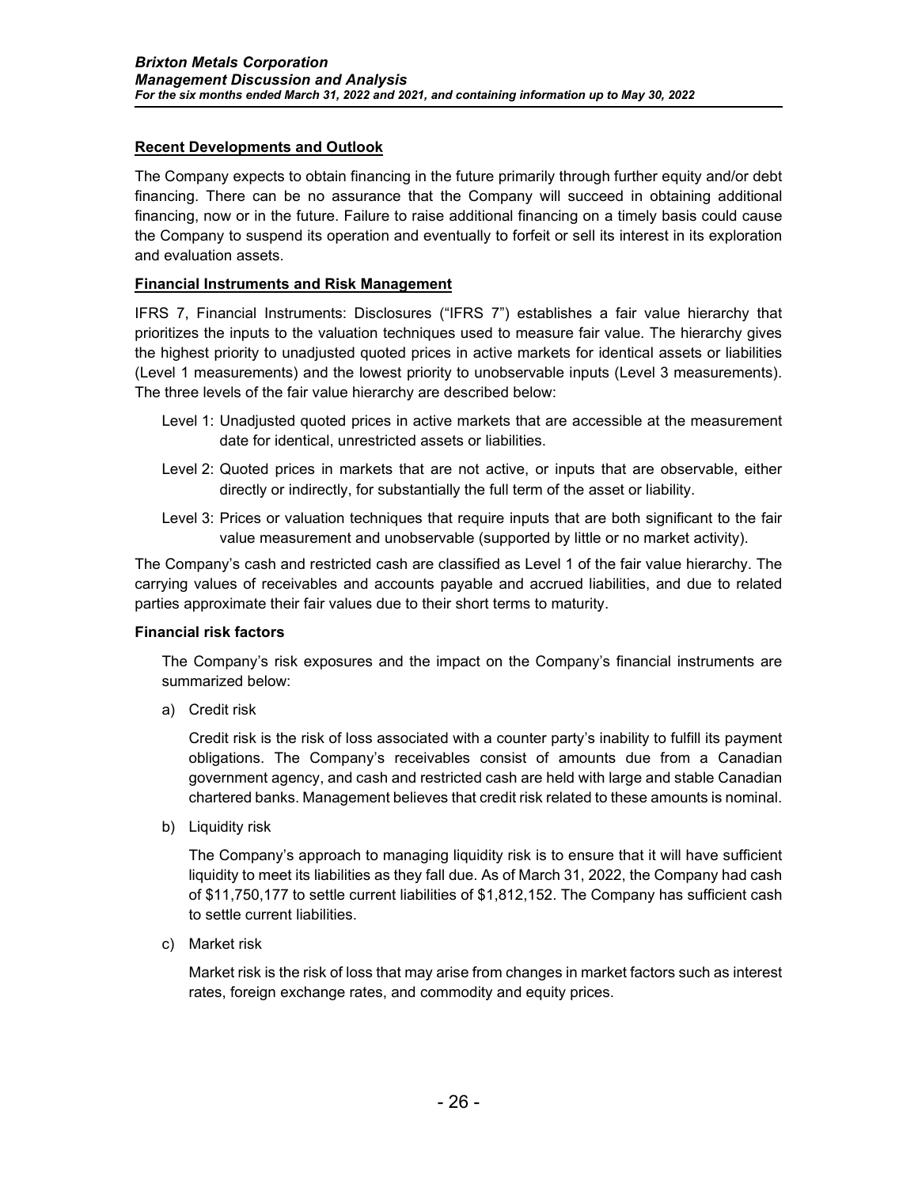## Recent Developments and Outlook

The Company expects to obtain financing in the future primarily through further equity and/or debt financing. There can be no assurance that the Company will succeed in obtaining additional financing, now or in the future. Failure to raise additional financing on a timely basis could cause the Company to suspend its operation and eventually to forfeit or sell its interest in its exploration and evaluation assets.

## Financial Instruments and Risk Management

IFRS 7, Financial Instruments: Disclosures ("IFRS 7") establishes a fair value hierarchy that prioritizes the inputs to the valuation techniques used to measure fair value. The hierarchy gives the highest priority to unadjusted quoted prices in active markets for identical assets or liabilities (Level 1 measurements) and the lowest priority to unobservable inputs (Level 3 measurements). The three levels of the fair value hierarchy are described below:

- Level 1: Unadjusted quoted prices in active markets that are accessible at the measurement date for identical, unrestricted assets or liabilities.
- Level 2: Quoted prices in markets that are not active, or inputs that are observable, either directly or indirectly, for substantially the full term of the asset or liability.
- Level 3: Prices or valuation techniques that require inputs that are both significant to the fair value measurement and unobservable (supported by little or no market activity).

The Company's cash and restricted cash are classified as Level 1 of the fair value hierarchy. The carrying values of receivables and accounts payable and accrued liabilities, and due to related parties approximate their fair values due to their short terms to maturity.

### Financial risk factors

The Company's risk exposures and the impact on the Company's financial instruments are summarized below:

a) Credit risk

Credit risk is the risk of loss associated with a counter party's inability to fulfill its payment obligations. The Company's receivables consist of amounts due from a Canadian government agency, and cash and restricted cash are held with large and stable Canadian chartered banks. Management believes that credit risk related to these amounts is nominal.

b) Liquidity risk

The Company's approach to managing liquidity risk is to ensure that it will have sufficient liquidity to meet its liabilities as they fall due. As of March 31, 2022, the Company had cash of $11,750,177 to settle current liabilities of $1,812,152. The Company has sufficient cash to settle current liabilities.

c) Market risk

Market risk is the risk of loss that may arise from changes in market factors such as interest rates, foreign exchange rates, and commodity and equity prices.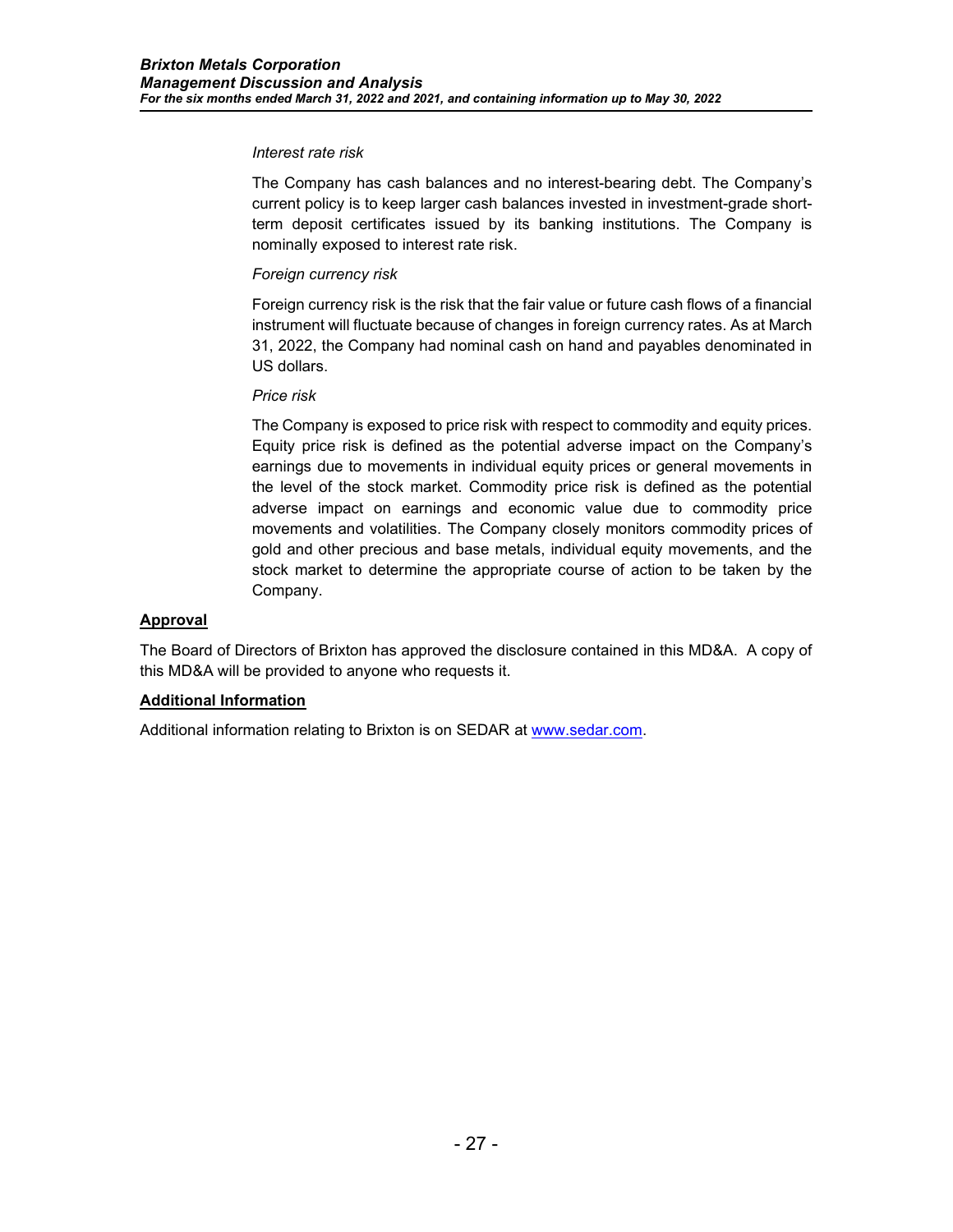*Interest rate risk*

The Company has cash balances and no interest-bearing debt. The Company's current policy is to keep larger cash balances invested in investment-grade short-term deposit certificates issued by its banking institutions. The Company is nominally exposed to interest rate risk.

*Foreign currency risk*

Foreign currency risk is the risk that the fair value or future cash flows of a financial instrument will fluctuate because of changes in foreign currency rates. As at March 31, 2022, the Company had nominal cash on hand and payables denominated in US dollars.

*Price risk*

The Company is exposed to price risk with respect to commodity and equity prices. Equity price risk is defined as the potential adverse impact on the Company's earnings due to movements in individual equity prices or general movements in the level of the stock market. Commodity price risk is defined as the potential adverse impact on earnings and economic value due to commodity price movements and volatilities. The Company closely monitors commodity prices of gold and other precious and base metals, individual equity movements, and the stock market to determine the appropriate course of action to be taken by the Company.

## Approval

The Board of Directors of Brixton has approved the disclosure contained in this MD&A. A copy of this MD&A will be provided to anyone who requests it.

## Additional Information

Additional information relating to Brixton is on SEDAR at www.sedar.com.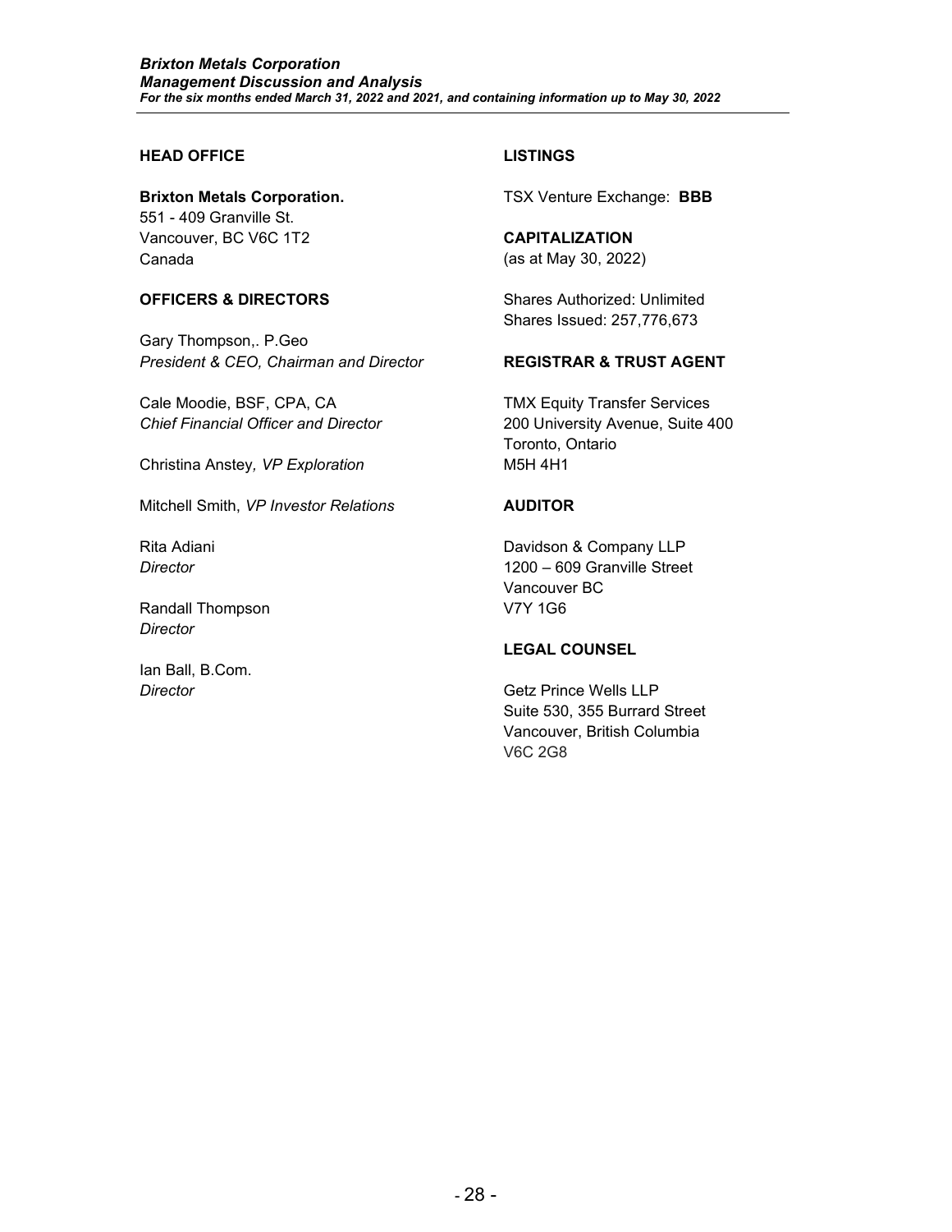## HEAD OFFICE

**Brixton Metals Corporation.**
551 - 409 Granville St.
Vancouver, BC V6C 1T2
Canada

## OFFICERS & DIRECTORS

Gary Thompson,. P.Geo
*President & CEO, Chairman and Director*

Cale Moodie, BSF, CPA, CA
*Chief Financial Officer and Director*

Christina Anstey*, VP Exploration*

Mitchell Smith, *VP Investor Relations*

Rita Adiani
*Director*

Randall Thompson
*Director*

Ian Ball, B.Com.
*Director*

## LISTINGS

TSX Venture Exchange: **BBB**

## CAPITALIZATION

(as at May 30, 2022)

Shares Authorized: Unlimited
Shares Issued: 257,776,673

## REGISTRAR & TRUST AGENT

TMX Equity Transfer Services
200 University Avenue, Suite 400
Toronto, Ontario
M5H 4H1

## AUDITOR

Davidson & Company LLP
1200 – 609 Granville Street
Vancouver BC
V7Y 1G6

## LEGAL COUNSEL

Getz Prince Wells LLP
Suite 530, 355 Burrard Street
Vancouver, British Columbia
V6C 2G8